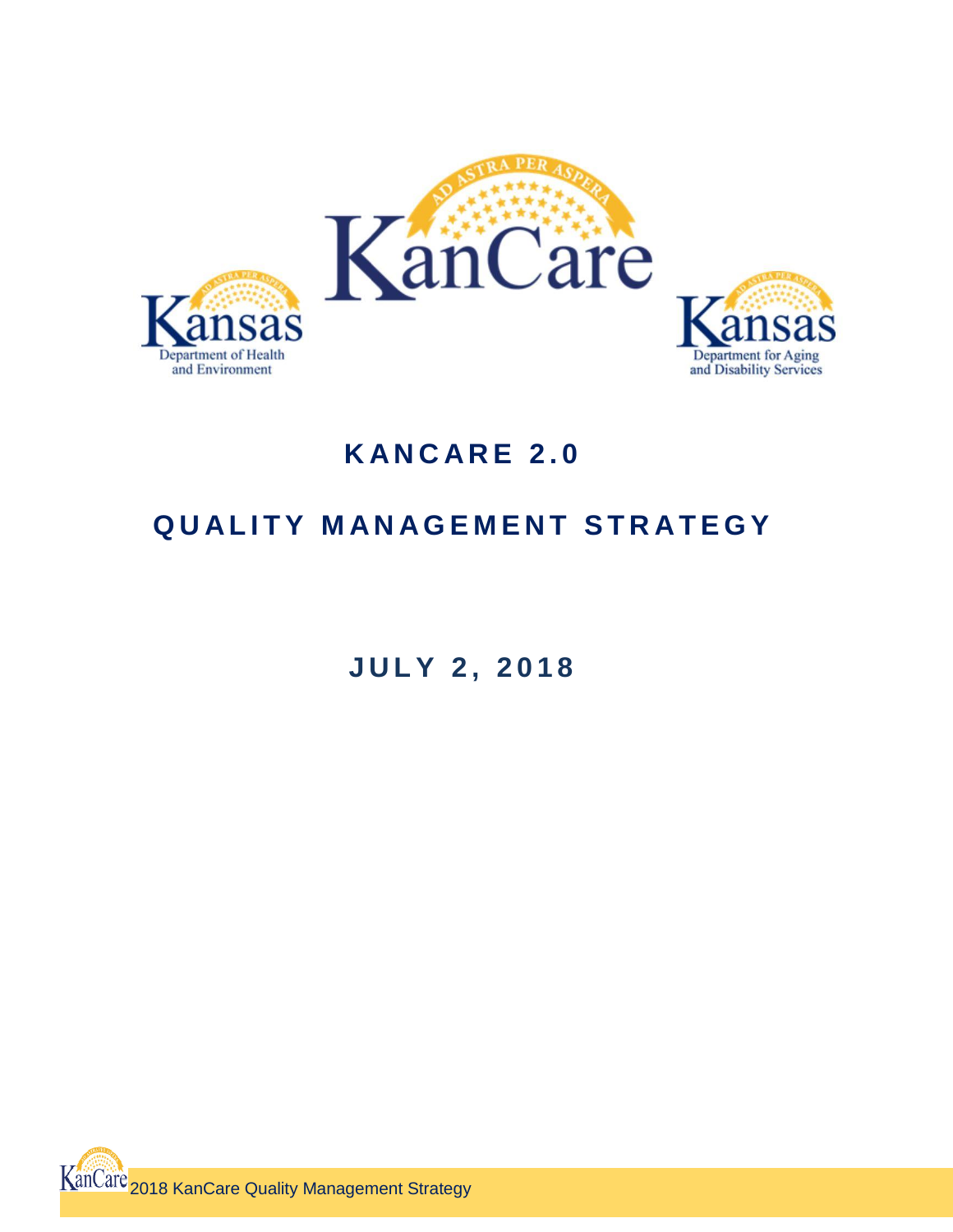# KANCARE 2.0

# QUALITY MANAGEMENT STRATEGY

JULY 2, 2018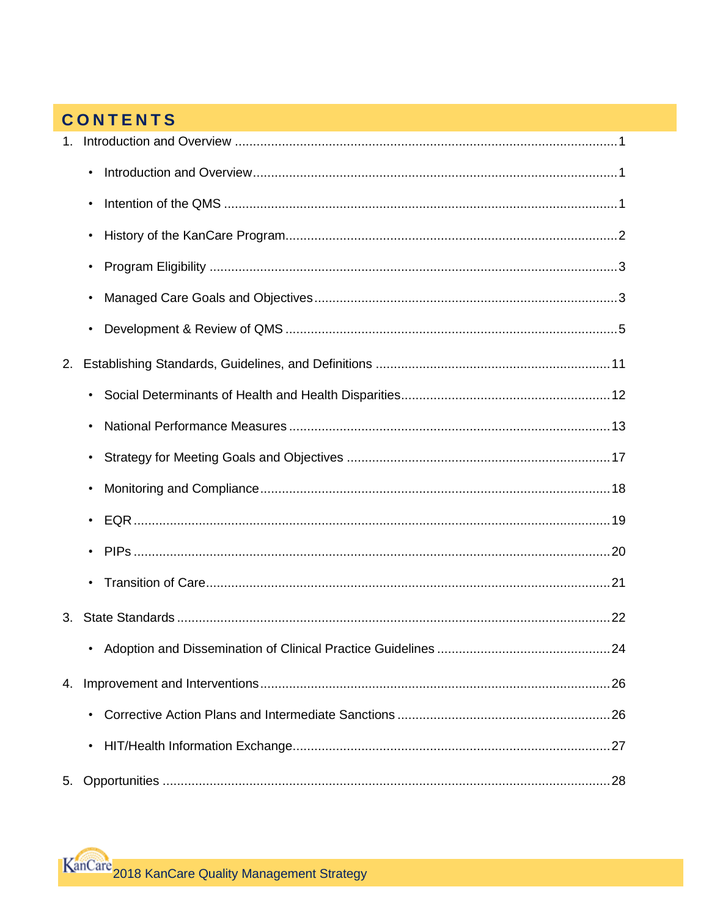# CONTENTS

1. Introduction and Overview ........................................................................................................1
    - Introduction and Overview ....................................................................................................1
    - Intention of the QMS ............................................................................................................1
    - History of the KanCare Program ............................................................................................2
    - Program Eligibility ................................................................................................................3
    - Managed Care Goals and Objectives ......................................................................................3
    - Development & Review of QMS ............................................................................................5
2. Establishing Standards, Guidelines, and Definitions ..................................................................11
    - Social Determinants of Health and Health Disparities ..........................................................12
    - National Performance Measures .........................................................................................13
    - Strategy for Meeting Goals and Objectives .........................................................................17
    - Monitoring and Compliance ..................................................................................................18
    - EQR ......................................................................................................................................19
    - PIPs ......................................................................................................................................20
    - Transition of Care .................................................................................................................21
3. State Standards .........................................................................................................................22
    - Adoption and Dissemination of Clinical Practice Guidelines ................................................24
4. Improvement and Interventions ................................................................................................26
    - Corrective Action Plans and Intermediate Sanctions ............................................................26
    - HIT/Health Information Exchange .........................................................................................27
5. Opportunities ............................................................................................................................28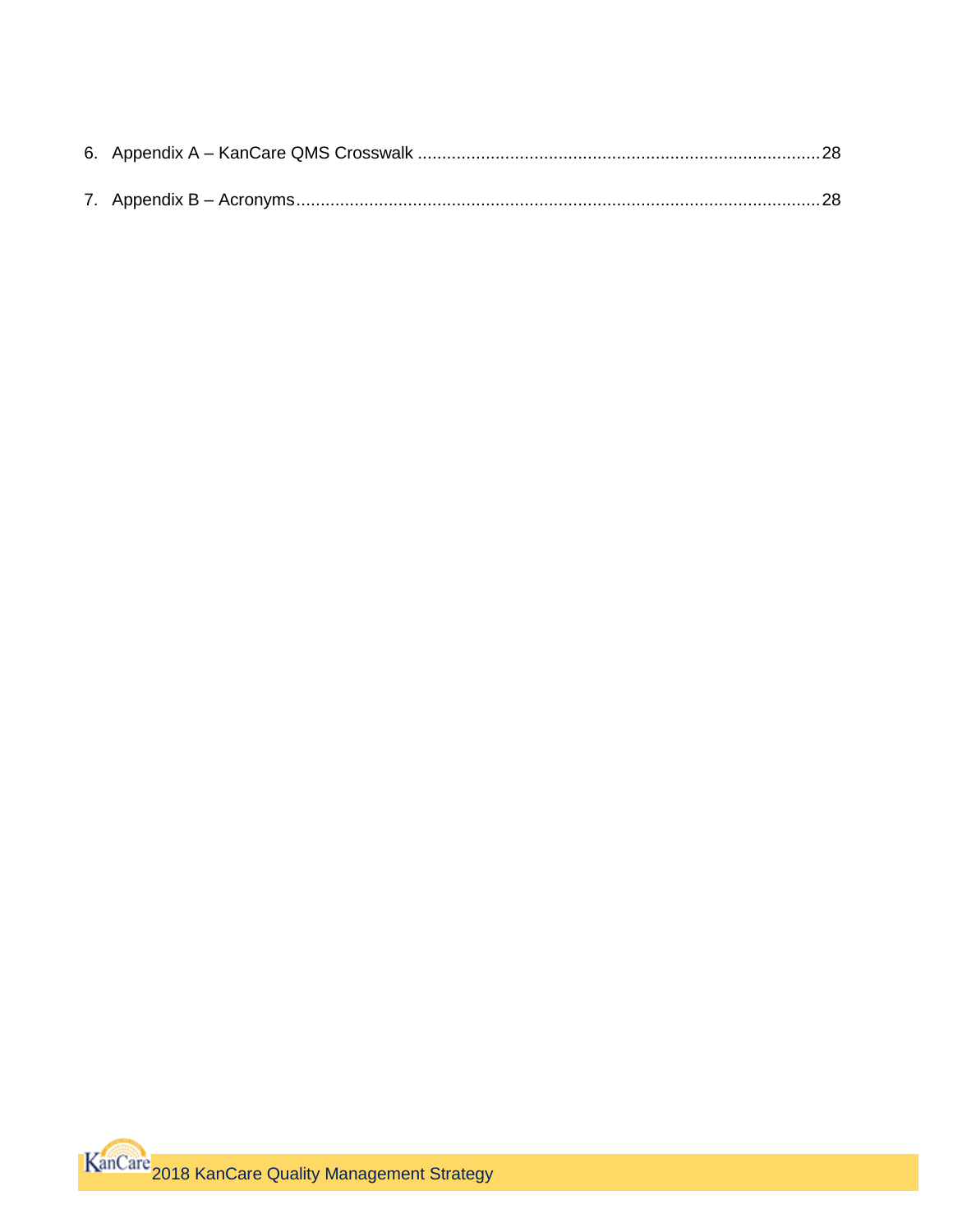6. Appendix A – KanCare QMS Crosswalk ..................................................................................28

7. Appendix B – Acronyms...........................................................................................................28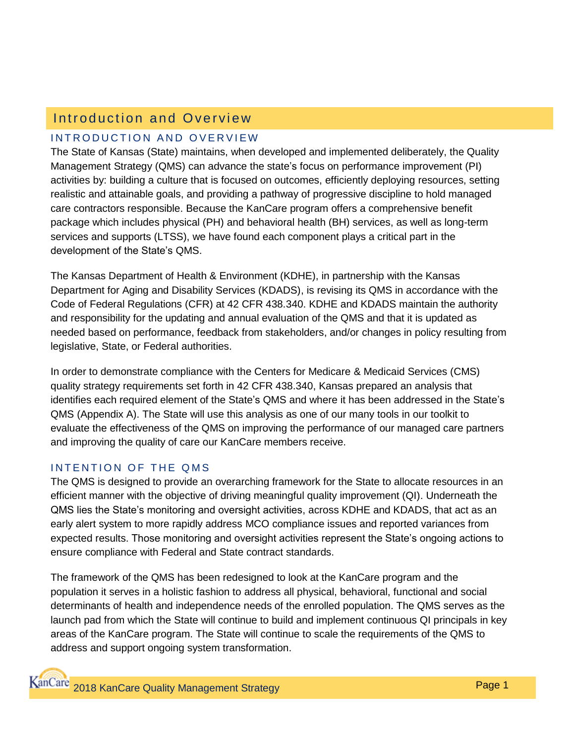# Introduction and Overview

## INTRODUCTION AND OVERVIEW

The State of Kansas (State) maintains, when developed and implemented deliberately, the Quality Management Strategy (QMS) can advance the state's focus on performance improvement (PI) activities by: building a culture that is focused on outcomes, efficiently deploying resources, setting realistic and attainable goals, and providing a pathway of progressive discipline to hold managed care contractors responsible. Because the KanCare program offers a comprehensive benefit package which includes physical (PH) and behavioral health (BH) services, as well as long-term services and supports (LTSS), we have found each component plays a critical part in the development of the State's QMS.

The Kansas Department of Health & Environment (KDHE), in partnership with the Kansas Department for Aging and Disability Services (KDADS), is revising its QMS in accordance with the Code of Federal Regulations (CFR) at 42 CFR 438.340. KDHE and KDADS maintain the authority and responsibility for the updating and annual evaluation of the QMS and that it is updated as needed based on performance, feedback from stakeholders, and/or changes in policy resulting from legislative, State, or Federal authorities.

In order to demonstrate compliance with the Centers for Medicare & Medicaid Services (CMS) quality strategy requirements set forth in 42 CFR 438.340, Kansas prepared an analysis that identifies each required element of the State's QMS and where it has been addressed in the State's QMS (Appendix A). The State will use this analysis as one of our many tools in our toolkit to evaluate the effectiveness of the QMS on improving the performance of our managed care partners and improving the quality of care our KanCare members receive.

## INTENTION OF THE QMS

The QMS is designed to provide an overarching framework for the State to allocate resources in an efficient manner with the objective of driving meaningful quality improvement (QI). Underneath the QMS lies the State's monitoring and oversight activities, across KDHE and KDADS, that act as an early alert system to more rapidly address MCO compliance issues and reported variances from expected results. Those monitoring and oversight activities represent the State's ongoing actions to ensure compliance with Federal and State contract standards.

The framework of the QMS has been redesigned to look at the KanCare program and the population it serves in a holistic fashion to address all physical, behavioral, functional and social determinants of health and independence needs of the enrolled population. The QMS serves as the launch pad from which the State will continue to build and implement continuous QI principals in key areas of the KanCare program. The State will continue to scale the requirements of the QMS to address and support ongoing system transformation.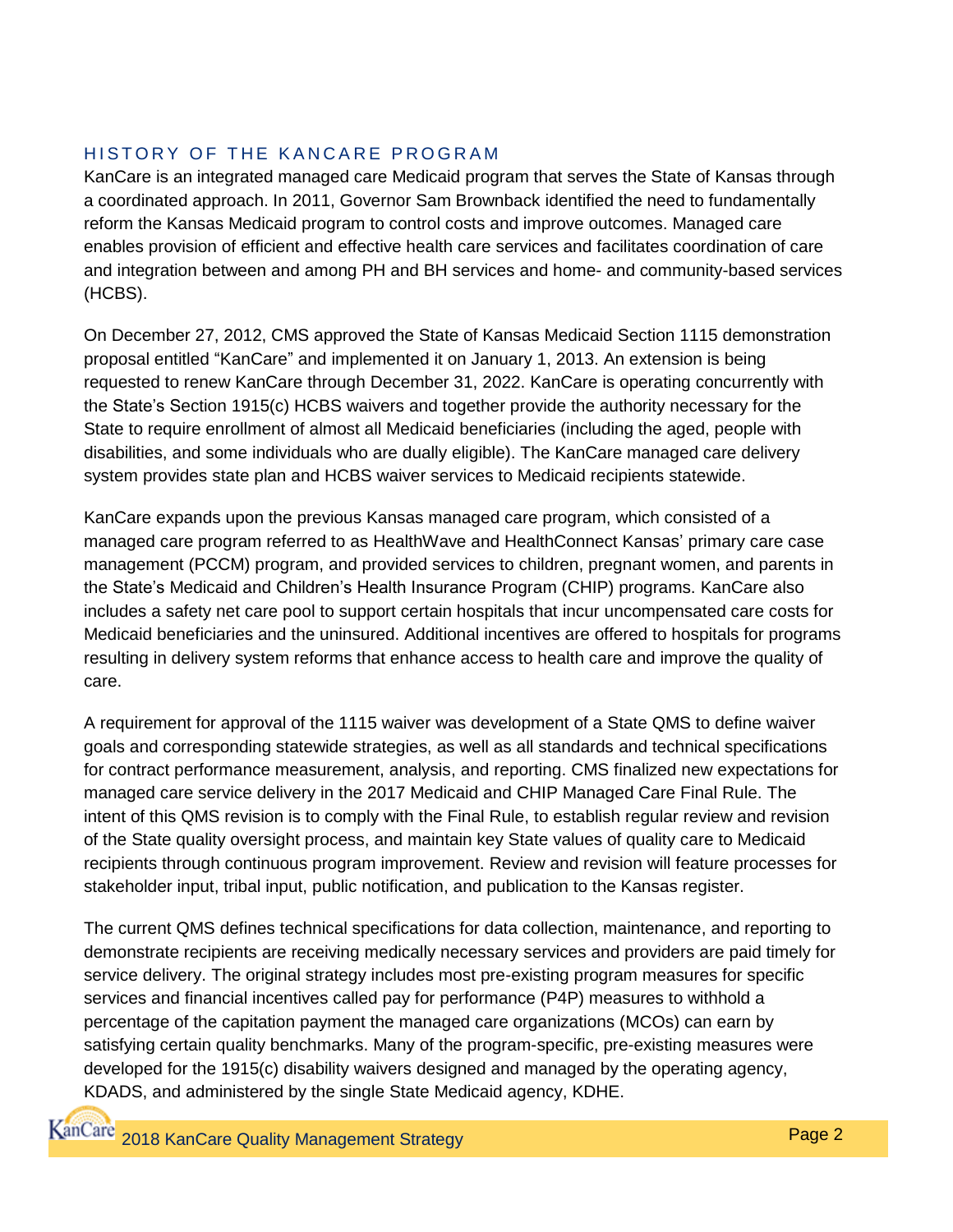## HISTORY OF THE KANCARE PROGRAM

KanCare is an integrated managed care Medicaid program that serves the State of Kansas through a coordinated approach. In 2011, Governor Sam Brownback identified the need to fundamentally reform the Kansas Medicaid program to control costs and improve outcomes. Managed care enables provision of efficient and effective health care services and facilitates coordination of care and integration between and among PH and BH services and home- and community-based services (HCBS).

On December 27, 2012, CMS approved the State of Kansas Medicaid Section 1115 demonstration proposal entitled "KanCare" and implemented it on January 1, 2013. An extension is being requested to renew KanCare through December 31, 2022. KanCare is operating concurrently with the State's Section 1915(c) HCBS waivers and together provide the authority necessary for the State to require enrollment of almost all Medicaid beneficiaries (including the aged, people with disabilities, and some individuals who are dually eligible). The KanCare managed care delivery system provides state plan and HCBS waiver services to Medicaid recipients statewide.

KanCare expands upon the previous Kansas managed care program, which consisted of a managed care program referred to as HealthWave and HealthConnect Kansas' primary care case management (PCCM) program, and provided services to children, pregnant women, and parents in the State's Medicaid and Children's Health Insurance Program (CHIP) programs. KanCare also includes a safety net care pool to support certain hospitals that incur uncompensated care costs for Medicaid beneficiaries and the uninsured. Additional incentives are offered to hospitals for programs resulting in delivery system reforms that enhance access to health care and improve the quality of care.

A requirement for approval of the 1115 waiver was development of a State QMS to define waiver goals and corresponding statewide strategies, as well as all standards and technical specifications for contract performance measurement, analysis, and reporting. CMS finalized new expectations for managed care service delivery in the 2017 Medicaid and CHIP Managed Care Final Rule. The intent of this QMS revision is to comply with the Final Rule, to establish regular review and revision of the State quality oversight process, and maintain key State values of quality care to Medicaid recipients through continuous program improvement. Review and revision will feature processes for stakeholder input, tribal input, public notification, and publication to the Kansas register.

The current QMS defines technical specifications for data collection, maintenance, and reporting to demonstrate recipients are receiving medically necessary services and providers are paid timely for service delivery. The original strategy includes most pre-existing program measures for specific services and financial incentives called pay for performance (P4P) measures to withhold a percentage of the capitation payment the managed care organizations (MCOs) can earn by satisfying certain quality benchmarks. Many of the program-specific, pre-existing measures were developed for the 1915(c) disability waivers designed and managed by the operating agency, KDADS, and administered by the single State Medicaid agency, KDHE.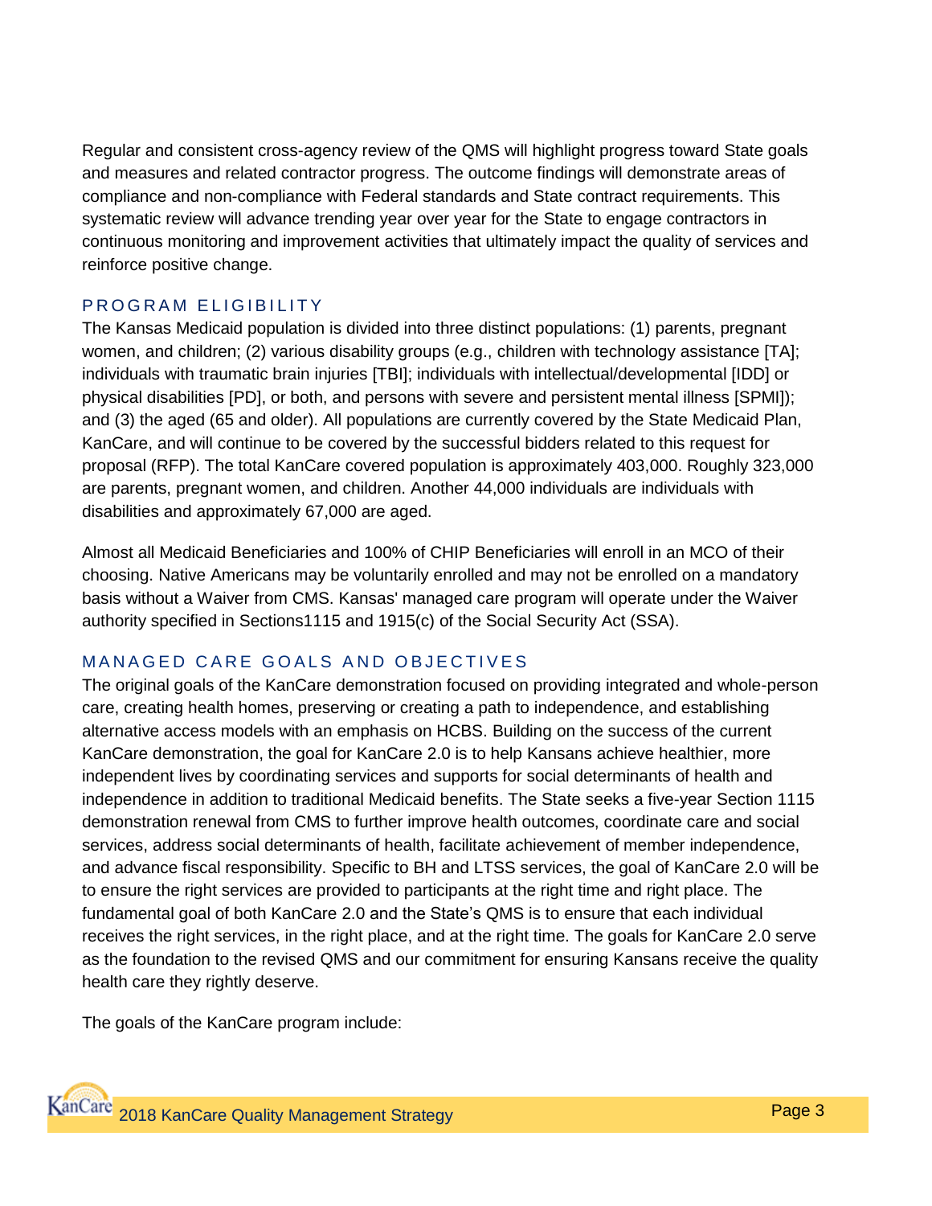Regular and consistent cross-agency review of the QMS will highlight progress toward State goals and measures and related contractor progress. The outcome findings will demonstrate areas of compliance and non-compliance with Federal standards and State contract requirements. This systematic review will advance trending year over year for the State to engage contractors in continuous monitoring and improvement activities that ultimately impact the quality of services and reinforce positive change.

## PROGRAM ELIGIBILITY

The Kansas Medicaid population is divided into three distinct populations: (1) parents, pregnant women, and children; (2) various disability groups (e.g., children with technology assistance [TA]; individuals with traumatic brain injuries [TBI]; individuals with intellectual/developmental [IDD] or physical disabilities [PD], or both, and persons with severe and persistent mental illness [SPMI]); and (3) the aged (65 and older). All populations are currently covered by the State Medicaid Plan, KanCare, and will continue to be covered by the successful bidders related to this request for proposal (RFP). The total KanCare covered population is approximately 403,000. Roughly 323,000 are parents, pregnant women, and children. Another 44,000 individuals are individuals with disabilities and approximately 67,000 are aged.

Almost all Medicaid Beneficiaries and 100% of CHIP Beneficiaries will enroll in an MCO of their choosing. Native Americans may be voluntarily enrolled and may not be enrolled on a mandatory basis without a Waiver from CMS. Kansas' managed care program will operate under the Waiver authority specified in Sections1115 and 1915(c) of the Social Security Act (SSA).

## MANAGED CARE GOALS AND OBJECTIVES

The original goals of the KanCare demonstration focused on providing integrated and whole-person care, creating health homes, preserving or creating a path to independence, and establishing alternative access models with an emphasis on HCBS. Building on the success of the current KanCare demonstration, the goal for KanCare 2.0 is to help Kansans achieve healthier, more independent lives by coordinating services and supports for social determinants of health and independence in addition to traditional Medicaid benefits. The State seeks a five-year Section 1115 demonstration renewal from CMS to further improve health outcomes, coordinate care and social services, address social determinants of health, facilitate achievement of member independence, and advance fiscal responsibility. Specific to BH and LTSS services, the goal of KanCare 2.0 will be to ensure the right services are provided to participants at the right time and right place. The fundamental goal of both KanCare 2.0 and the State's QMS is to ensure that each individual receives the right services, in the right place, and at the right time. The goals for KanCare 2.0 serve as the foundation to the revised QMS and our commitment for ensuring Kansans receive the quality health care they rightly deserve.

The goals of the KanCare program include: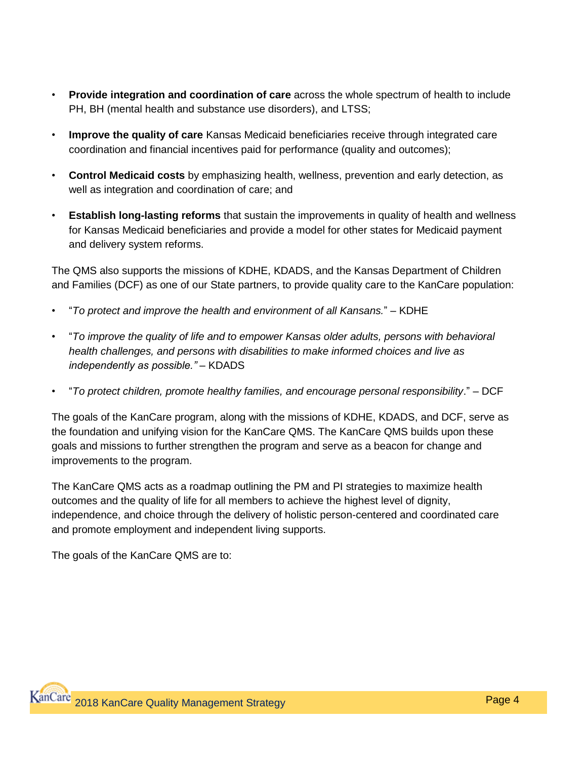- **Provide integration and coordination of care** across the whole spectrum of health to include PH, BH (mental health and substance use disorders), and LTSS;
- **Improve the quality of care** Kansas Medicaid beneficiaries receive through integrated care coordination and financial incentives paid for performance (quality and outcomes);
- **Control Medicaid costs** by emphasizing health, wellness, prevention and early detection, as well as integration and coordination of care; and
- **Establish long-lasting reforms** that sustain the improvements in quality of health and wellness for Kansas Medicaid beneficiaries and provide a model for other states for Medicaid payment and delivery system reforms.

The QMS also supports the missions of KDHE, KDADS, and the Kansas Department of Children and Families (DCF) as one of our State partners, to provide quality care to the KanCare population:

- "*To protect and improve the health and environment of all Kansans.*" – KDHE
- "*To improve the quality of life and to empower Kansas older adults, persons with behavioral health challenges, and persons with disabilities to make informed choices and live as independently as possible."* – KDADS
- "*To protect children, promote healthy families, and encourage personal responsibility*." – DCF

The goals of the KanCare program, along with the missions of KDHE, KDADS, and DCF, serve as the foundation and unifying vision for the KanCare QMS. The KanCare QMS builds upon these goals and missions to further strengthen the program and serve as a beacon for change and improvements to the program.

The KanCare QMS acts as a roadmap outlining the PM and PI strategies to maximize health outcomes and the quality of life for all members to achieve the highest level of dignity, independence, and choice through the delivery of holistic person-centered and coordinated care and promote employment and independent living supports.

The goals of the KanCare QMS are to: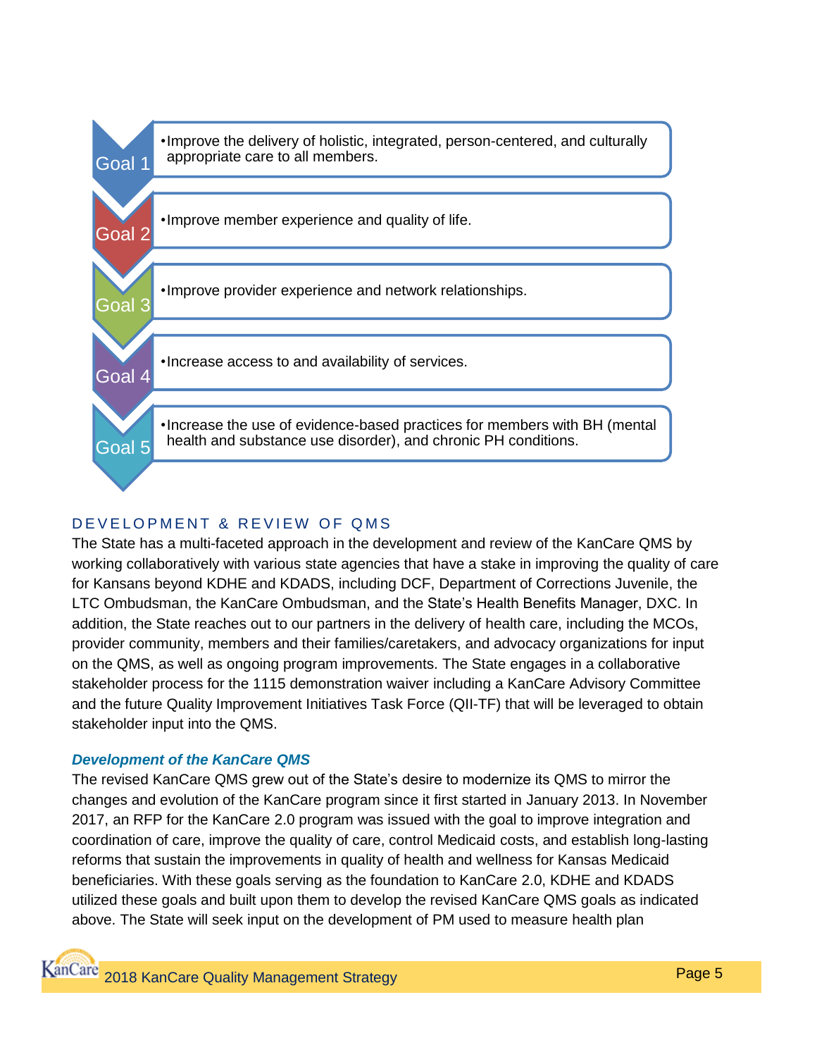- **Goal 1** — Improve the delivery of holistic, integrated, person-centered, and culturally appropriate care to all members.
- **Goal 2** — Improve member experience and quality of life.
- **Goal 3** — Improve provider experience and network relationships.
- **Goal 4** — Increase access to and availability of services.
- **Goal 5** — Increase the use of evidence-based practices for members with BH (mental health and substance use disorder), and chronic PH conditions.

## DEVELOPMENT & REVIEW OF QMS

The State has a multi-faceted approach in the development and review of the KanCare QMS by working collaboratively with various state agencies that have a stake in improving the quality of care for Kansans beyond KDHE and KDADS, including DCF, Department of Corrections Juvenile, the LTC Ombudsman, the KanCare Ombudsman, and the State's Health Benefits Manager, DXC. In addition, the State reaches out to our partners in the delivery of health care, including the MCOs, provider community, members and their families/caretakers, and advocacy organizations for input on the QMS, as well as ongoing program improvements. The State engages in a collaborative stakeholder process for the 1115 demonstration waiver including a KanCare Advisory Committee and the future Quality Improvement Initiatives Task Force (QII-TF) that will be leveraged to obtain stakeholder input into the QMS.

### *Development of the KanCare QMS*

The revised KanCare QMS grew out of the State's desire to modernize its QMS to mirror the changes and evolution of the KanCare program since it first started in January 2013. In November 2017, an RFP for the KanCare 2.0 program was issued with the goal to improve integration and coordination of care, improve the quality of care, control Medicaid costs, and establish long-lasting reforms that sustain the improvements in quality of health and wellness for Kansas Medicaid beneficiaries. With these goals serving as the foundation to KanCare 2.0, KDHE and KDADS utilized these goals and built upon them to develop the revised KanCare QMS goals as indicated above. The State will seek input on the development of PM used to measure health plan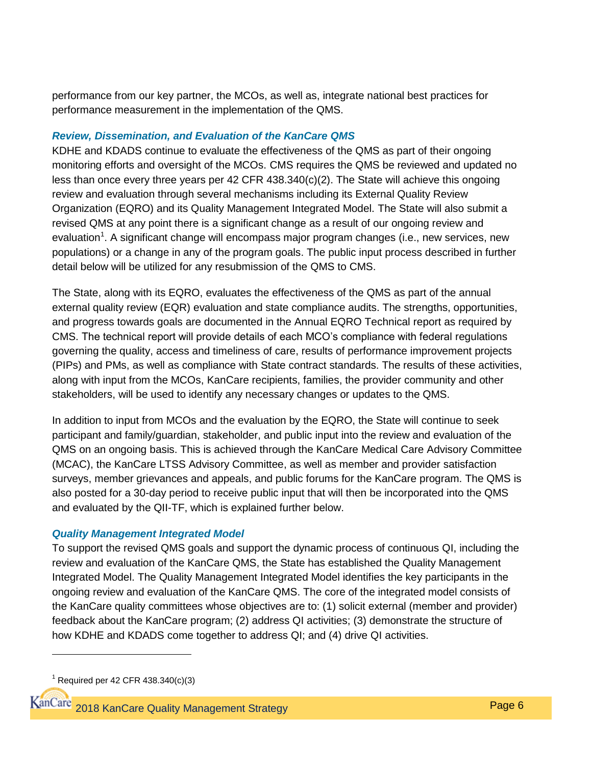performance from our key partner, the MCOs, as well as, integrate national best practices for performance measurement in the implementation of the QMS.

### *Review, Dissemination, and Evaluation of the KanCare QMS*

KDHE and KDADS continue to evaluate the effectiveness of the QMS as part of their ongoing monitoring efforts and oversight of the MCOs. CMS requires the QMS be reviewed and updated no less than once every three years per 42 CFR 438.340(c)(2). The State will achieve this ongoing review and evaluation through several mechanisms including its External Quality Review Organization (EQRO) and its Quality Management Integrated Model. The State will also submit a revised QMS at any point there is a significant change as a result of our ongoing review and evaluation[1]. A significant change will encompass major program changes (i.e., new services, new populations) or a change in any of the program goals. The public input process described in further detail below will be utilized for any resubmission of the QMS to CMS.

The State, along with its EQRO, evaluates the effectiveness of the QMS as part of the annual external quality review (EQR) evaluation and state compliance audits. The strengths, opportunities, and progress towards goals are documented in the Annual EQRO Technical report as required by CMS. The technical report will provide details of each MCO's compliance with federal regulations governing the quality, access and timeliness of care, results of performance improvement projects (PIPs) and PMs, as well as compliance with State contract standards. The results of these activities, along with input from the MCOs, KanCare recipients, families, the provider community and other stakeholders, will be used to identify any necessary changes or updates to the QMS.

In addition to input from MCOs and the evaluation by the EQRO, the State will continue to seek participant and family/guardian, stakeholder, and public input into the review and evaluation of the QMS on an ongoing basis. This is achieved through the KanCare Medical Care Advisory Committee (MCAC), the KanCare LTSS Advisory Committee, as well as member and provider satisfaction surveys, member grievances and appeals, and public forums for the KanCare program. The QMS is also posted for a 30-day period to receive public input that will then be incorporated into the QMS and evaluated by the QII-TF, which is explained further below.

### *Quality Management Integrated Model*

To support the revised QMS goals and support the dynamic process of continuous QI, including the review and evaluation of the KanCare QMS, the State has established the Quality Management Integrated Model. The Quality Management Integrated Model identifies the key participants in the ongoing review and evaluation of the KanCare QMS. The core of the integrated model consists of the KanCare quality committees whose objectives are to: (1) solicit external (member and provider) feedback about the KanCare program; (2) address QI activities; (3) demonstrate the structure of how KDHE and KDADS come together to address QI; and (4) drive QI activities.

[1] Required per 42 CFR 438.340(c)(3)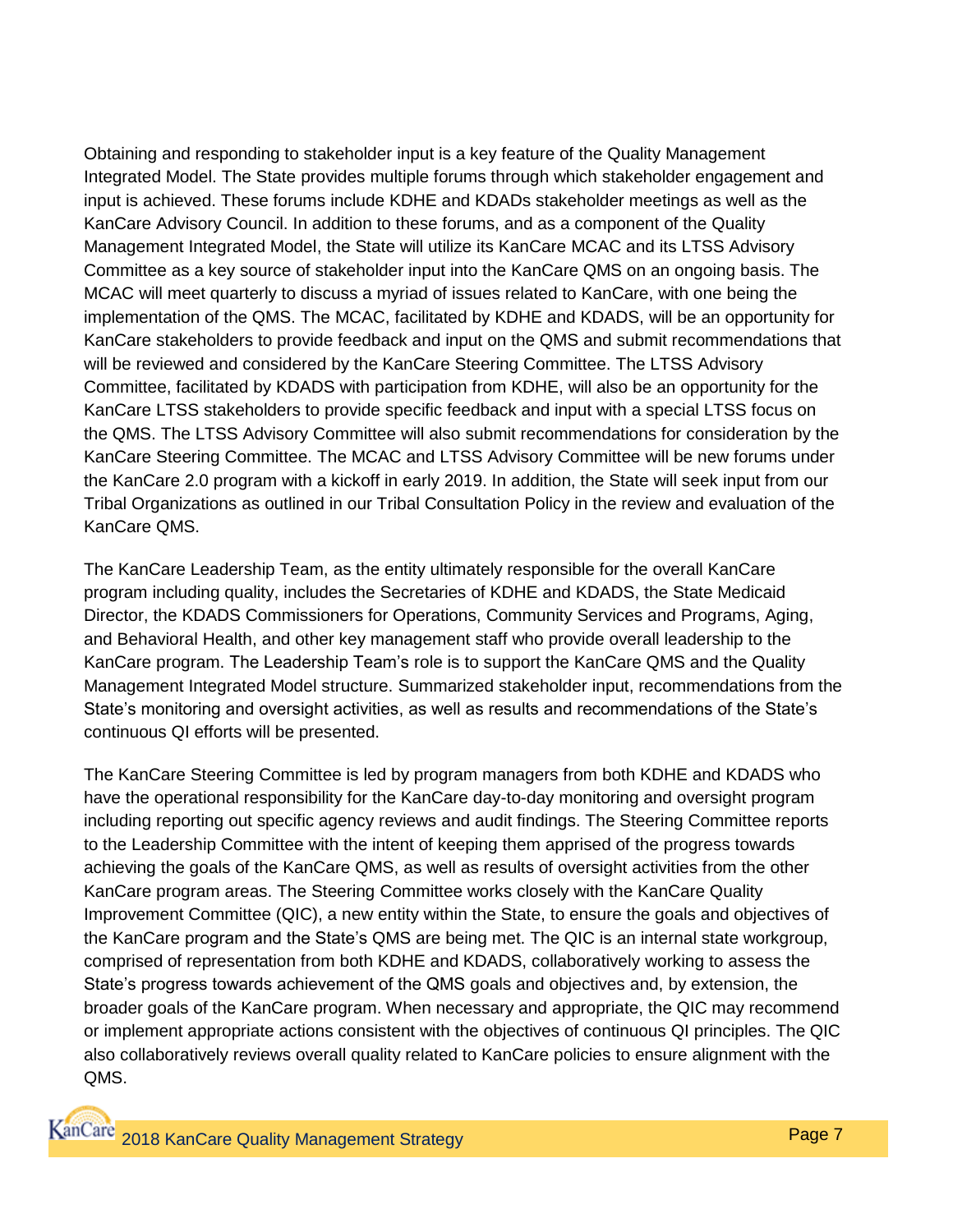Obtaining and responding to stakeholder input is a key feature of the Quality Management Integrated Model. The State provides multiple forums through which stakeholder engagement and input is achieved. These forums include KDHE and KDADs stakeholder meetings as well as the KanCare Advisory Council. In addition to these forums, and as a component of the Quality Management Integrated Model, the State will utilize its KanCare MCAC and its LTSS Advisory Committee as a key source of stakeholder input into the KanCare QMS on an ongoing basis. The MCAC will meet quarterly to discuss a myriad of issues related to KanCare, with one being the implementation of the QMS. The MCAC, facilitated by KDHE and KDADS, will be an opportunity for KanCare stakeholders to provide feedback and input on the QMS and submit recommendations that will be reviewed and considered by the KanCare Steering Committee. The LTSS Advisory Committee, facilitated by KDADS with participation from KDHE, will also be an opportunity for the KanCare LTSS stakeholders to provide specific feedback and input with a special LTSS focus on the QMS. The LTSS Advisory Committee will also submit recommendations for consideration by the KanCare Steering Committee. The MCAC and LTSS Advisory Committee will be new forums under the KanCare 2.0 program with a kickoff in early 2019. In addition, the State will seek input from our Tribal Organizations as outlined in our Tribal Consultation Policy in the review and evaluation of the KanCare QMS.

The KanCare Leadership Team, as the entity ultimately responsible for the overall KanCare program including quality, includes the Secretaries of KDHE and KDADS, the State Medicaid Director, the KDADS Commissioners for Operations, Community Services and Programs, Aging, and Behavioral Health, and other key management staff who provide overall leadership to the KanCare program. The Leadership Team's role is to support the KanCare QMS and the Quality Management Integrated Model structure. Summarized stakeholder input, recommendations from the State's monitoring and oversight activities, as well as results and recommendations of the State's continuous QI efforts will be presented.

The KanCare Steering Committee is led by program managers from both KDHE and KDADS who have the operational responsibility for the KanCare day-to-day monitoring and oversight program including reporting out specific agency reviews and audit findings. The Steering Committee reports to the Leadership Committee with the intent of keeping them apprised of the progress towards achieving the goals of the KanCare QMS, as well as results of oversight activities from the other KanCare program areas. The Steering Committee works closely with the KanCare Quality Improvement Committee (QIC), a new entity within the State, to ensure the goals and objectives of the KanCare program and the State's QMS are being met. The QIC is an internal state workgroup, comprised of representation from both KDHE and KDADS, collaboratively working to assess the State's progress towards achievement of the QMS goals and objectives and, by extension, the broader goals of the KanCare program. When necessary and appropriate, the QIC may recommend or implement appropriate actions consistent with the objectives of continuous QI principles. The QIC also collaboratively reviews overall quality related to KanCare policies to ensure alignment with the QMS.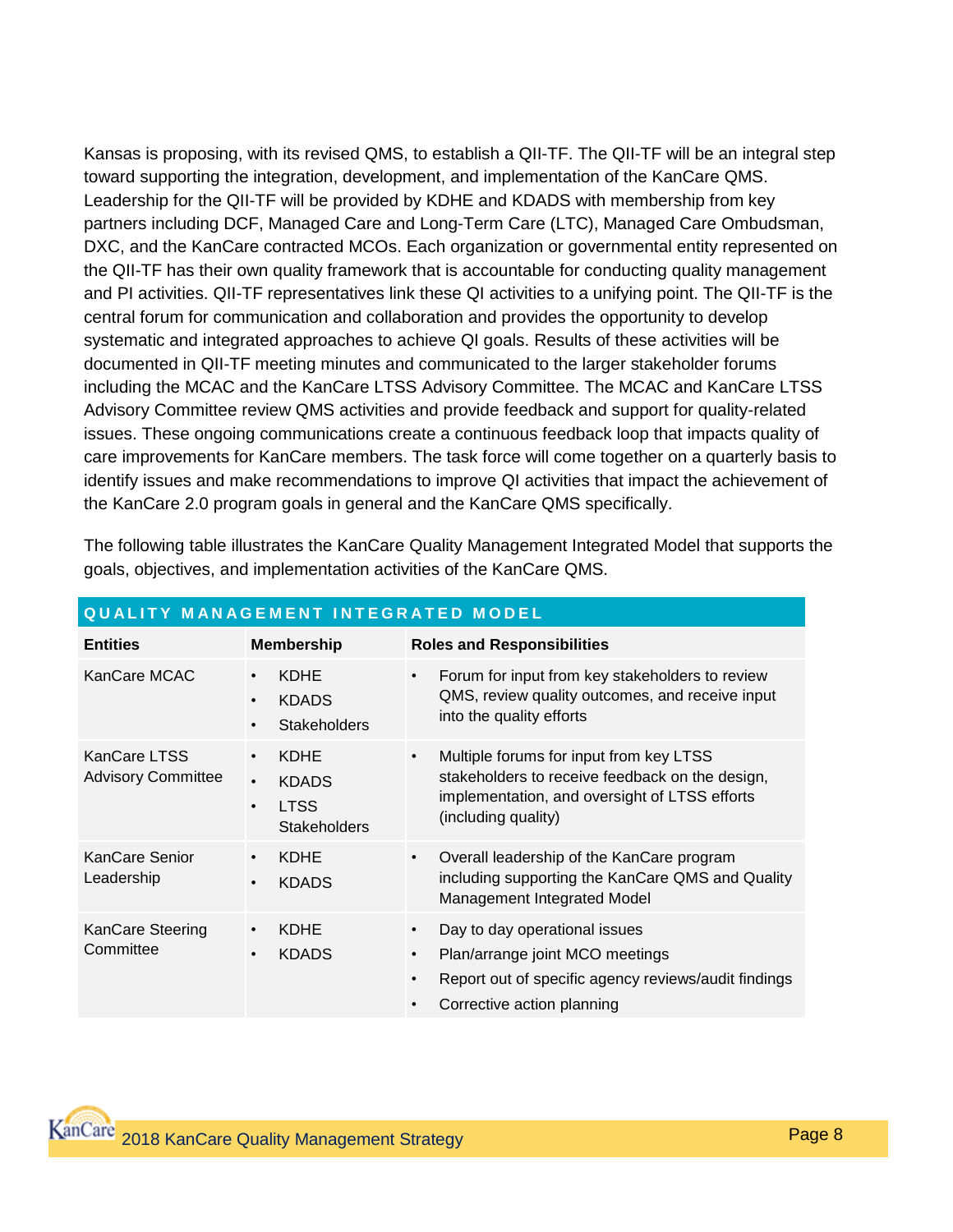Kansas is proposing, with its revised QMS, to establish a QII-TF. The QII-TF will be an integral step toward supporting the integration, development, and implementation of the KanCare QMS. Leadership for the QII-TF will be provided by KDHE and KDADS with membership from key partners including DCF, Managed Care and Long-Term Care (LTC), Managed Care Ombudsman, DXC, and the KanCare contracted MCOs. Each organization or governmental entity represented on the QII-TF has their own quality framework that is accountable for conducting quality management and PI activities. QII-TF representatives link these QI activities to a unifying point. The QII-TF is the central forum for communication and collaboration and provides the opportunity to develop systematic and integrated approaches to achieve QI goals. Results of these activities will be documented in QII-TF meeting minutes and communicated to the larger stakeholder forums including the MCAC and the KanCare LTSS Advisory Committee. The MCAC and KanCare LTSS Advisory Committee review QMS activities and provide feedback and support for quality-related issues. These ongoing communications create a continuous feedback loop that impacts quality of care improvements for KanCare members. The task force will come together on a quarterly basis to identify issues and make recommendations to improve QI activities that impact the achievement of the KanCare 2.0 program goals in general and the KanCare QMS specifically.

The following table illustrates the KanCare Quality Management Integrated Model that supports the goals, objectives, and implementation activities of the KanCare QMS.

**QUALITY MANAGEMENT INTEGRATED MODEL**

| Entities | Membership | Roles and Responsibilities |
|---|---|---|
| KanCare MCAC | • KDHE<br>• KDADS<br>• Stakeholders | • Forum for input from key stakeholders to review QMS, review quality outcomes, and receive input into the quality efforts |
| KanCare LTSS Advisory Committee | • KDHE<br>• KDADS<br>• LTSS Stakeholders | • Multiple forums for input from key LTSS stakeholders to receive feedback on the design, implementation, and oversight of LTSS efforts (including quality) |
| KanCare Senior Leadership | • KDHE<br>• KDADS | • Overall leadership of the KanCare program including supporting the KanCare QMS and Quality Management Integrated Model |
| KanCare Steering Committee | • KDHE<br>• KDADS | • Day to day operational issues<br>• Plan/arrange joint MCO meetings<br>• Report out of specific agency reviews/audit findings<br>• Corrective action planning |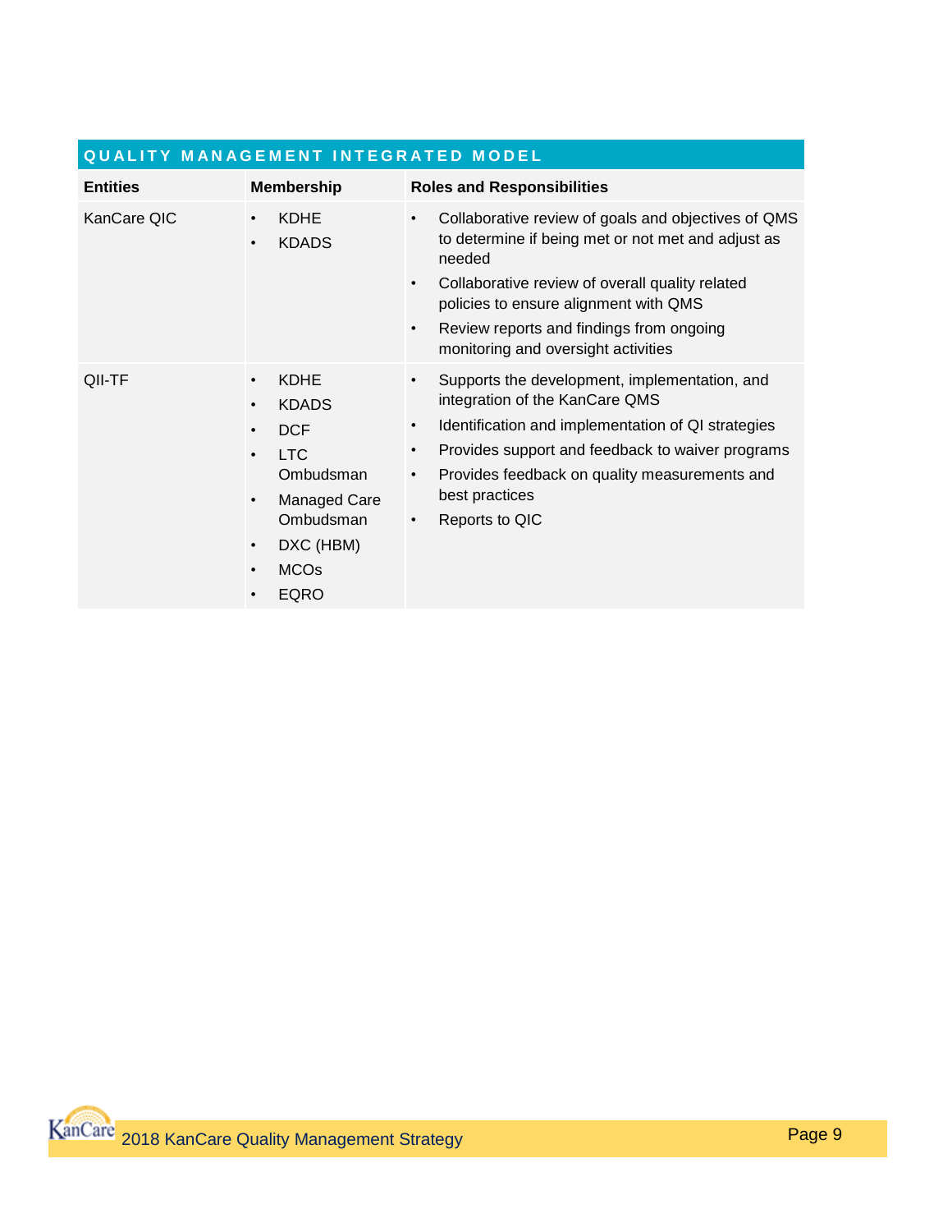| QUALITY MANAGEMENT INTEGRATED MODEL | | |
|---|---|---|
| **Entities** | **Membership** | **Roles and Responsibilities** |
| KanCare QIC | • KDHE<br>• KDADS | • Collaborative review of goals and objectives of QMS to determine if being met or not met and adjust as needed<br>• Collaborative review of overall quality related policies to ensure alignment with QMS<br>• Review reports and findings from ongoing monitoring and oversight activities |
| QII-TF | • KDHE<br>• KDADS<br>• DCF<br>• LTC Ombudsman<br>• Managed Care Ombudsman<br>• DXC (HBM)<br>• MCOs<br>• EQRO | • Supports the development, implementation, and integration of the KanCare QMS<br>• Identification and implementation of QI strategies<br>• Provides support and feedback to waiver programs<br>• Provides feedback on quality measurements and best practices<br>• Reports to QIC |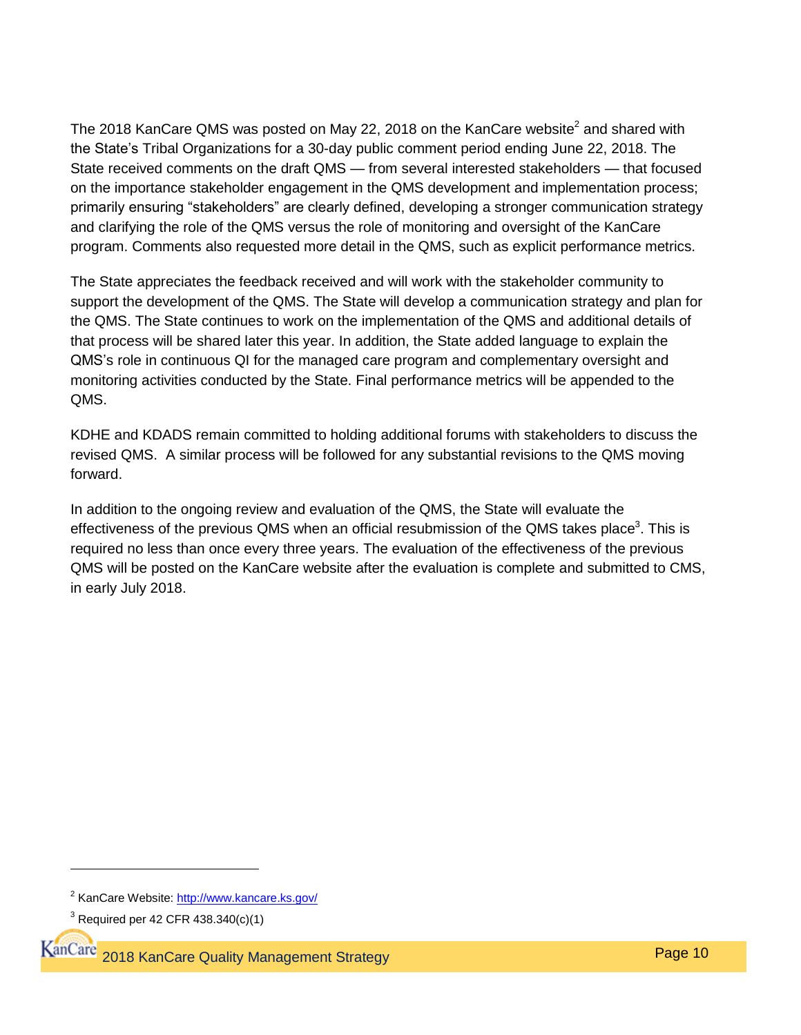The 2018 KanCare QMS was posted on May 22, 2018 on the KanCare website[2] and shared with the State's Tribal Organizations for a 30-day public comment period ending June 22, 2018. The State received comments on the draft QMS — from several interested stakeholders — that focused on the importance stakeholder engagement in the QMS development and implementation process; primarily ensuring "stakeholders" are clearly defined, developing a stronger communication strategy and clarifying the role of the QMS versus the role of monitoring and oversight of the KanCare program. Comments also requested more detail in the QMS, such as explicit performance metrics.

The State appreciates the feedback received and will work with the stakeholder community to support the development of the QMS. The State will develop a communication strategy and plan for the QMS. The State continues to work on the implementation of the QMS and additional details of that process will be shared later this year. In addition, the State added language to explain the QMS's role in continuous QI for the managed care program and complementary oversight and monitoring activities conducted by the State. Final performance metrics will be appended to the QMS.

KDHE and KDADS remain committed to holding additional forums with stakeholders to discuss the revised QMS. A similar process will be followed for any substantial revisions to the QMS moving forward.

In addition to the ongoing review and evaluation of the QMS, the State will evaluate the effectiveness of the previous QMS when an official resubmission of the QMS takes place[3]. This is required no less than once every three years. The evaluation of the effectiveness of the previous QMS will be posted on the KanCare website after the evaluation is complete and submitted to CMS, in early July 2018.

---

[2] KanCare Website: http://www.kancare.ks.gov/

[3] Required per 42 CFR 438.340(c)(1)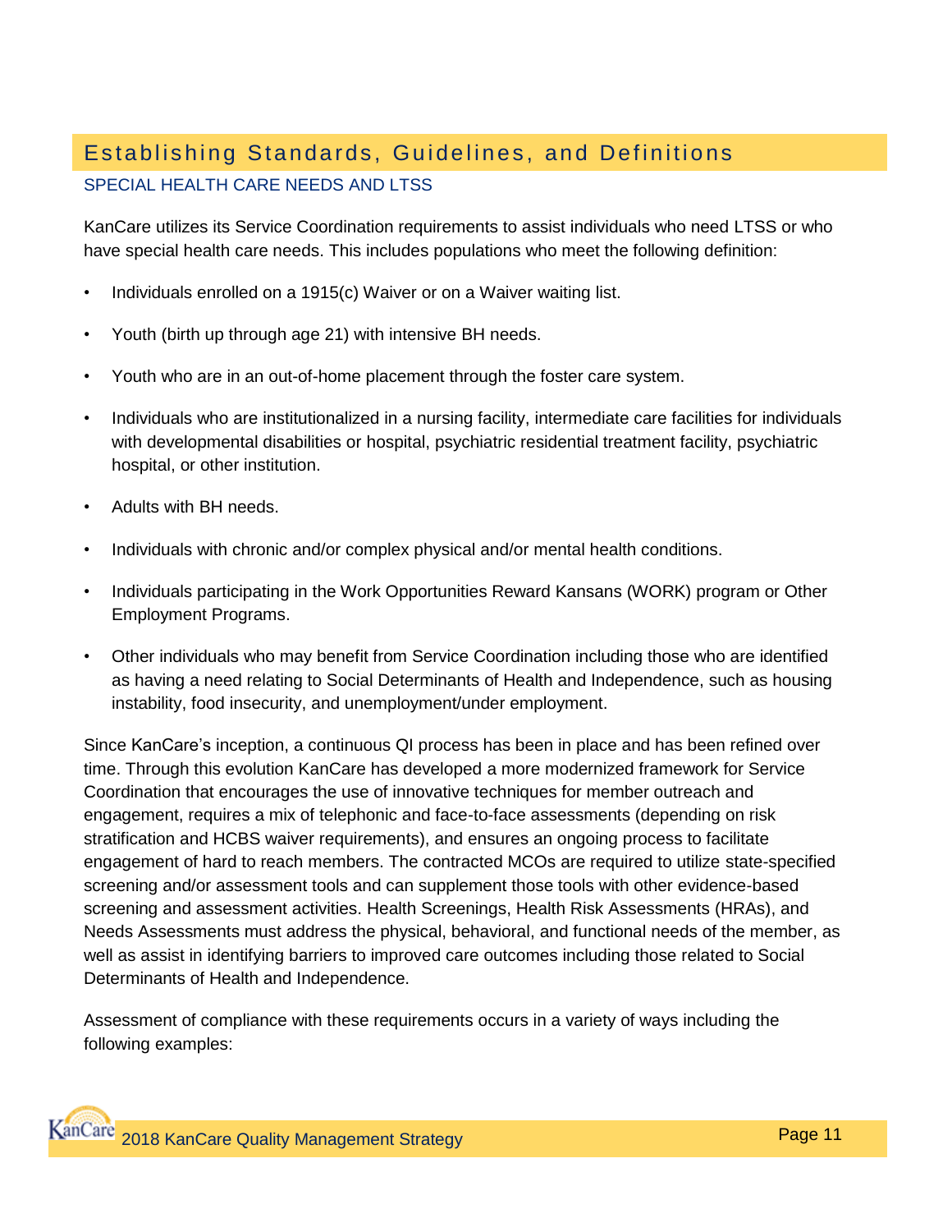## Establishing Standards, Guidelines, and Definitions

### SPECIAL HEALTH CARE NEEDS AND LTSS

KanCare utilizes its Service Coordination requirements to assist individuals who need LTSS or who have special health care needs. This includes populations who meet the following definition:

- Individuals enrolled on a 1915(c) Waiver or on a Waiver waiting list.
- Youth (birth up through age 21) with intensive BH needs.
- Youth who are in an out-of-home placement through the foster care system.
- Individuals who are institutionalized in a nursing facility, intermediate care facilities for individuals with developmental disabilities or hospital, psychiatric residential treatment facility, psychiatric hospital, or other institution.
- Adults with BH needs.
- Individuals with chronic and/or complex physical and/or mental health conditions.
- Individuals participating in the Work Opportunities Reward Kansans (WORK) program or Other Employment Programs.
- Other individuals who may benefit from Service Coordination including those who are identified as having a need relating to Social Determinants of Health and Independence, such as housing instability, food insecurity, and unemployment/under employment.

Since KanCare's inception, a continuous QI process has been in place and has been refined over time. Through this evolution KanCare has developed a more modernized framework for Service Coordination that encourages the use of innovative techniques for member outreach and engagement, requires a mix of telephonic and face-to-face assessments (depending on risk stratification and HCBS waiver requirements), and ensures an ongoing process to facilitate engagement of hard to reach members. The contracted MCOs are required to utilize state-specified screening and/or assessment tools and can supplement those tools with other evidence-based screening and assessment activities. Health Screenings, Health Risk Assessments (HRAs), and Needs Assessments must address the physical, behavioral, and functional needs of the member, as well as assist in identifying barriers to improved care outcomes including those related to Social Determinants of Health and Independence.

Assessment of compliance with these requirements occurs in a variety of ways including the following examples: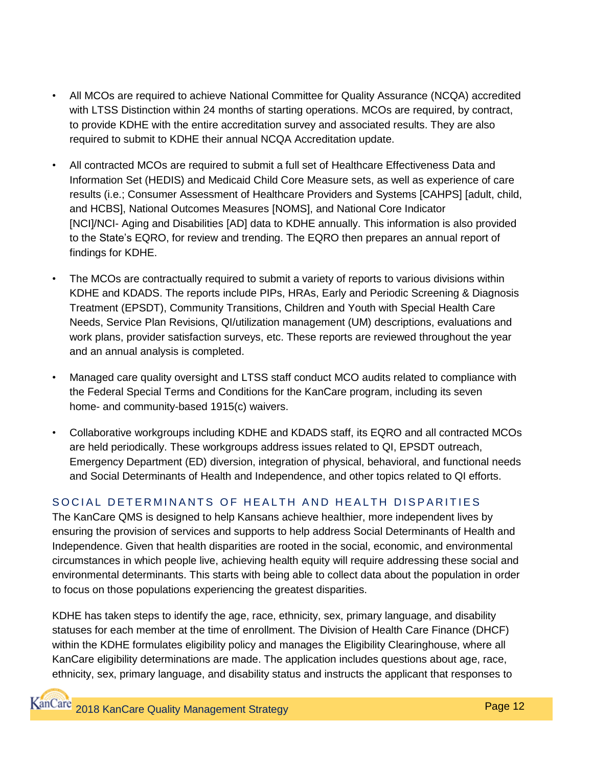- All MCOs are required to achieve National Committee for Quality Assurance (NCQA) accredited with LTSS Distinction within 24 months of starting operations. MCOs are required, by contract, to provide KDHE with the entire accreditation survey and associated results. They are also required to submit to KDHE their annual NCQA Accreditation update.

- All contracted MCOs are required to submit a full set of Healthcare Effectiveness Data and Information Set (HEDIS) and Medicaid Child Core Measure sets, as well as experience of care results (i.e.; Consumer Assessment of Healthcare Providers and Systems [CAHPS] [adult, child, and HCBS], National Outcomes Measures [NOMS], and National Core Indicator [NCI]/NCI- Aging and Disabilities [AD] data to KDHE annually. This information is also provided to the State's EQRO, for review and trending. The EQRO then prepares an annual report of findings for KDHE.

- The MCOs are contractually required to submit a variety of reports to various divisions within KDHE and KDADS. The reports include PIPs, HRAs, Early and Periodic Screening & Diagnosis Treatment (EPSDT), Community Transitions, Children and Youth with Special Health Care Needs, Service Plan Revisions, QI/utilization management (UM) descriptions, evaluations and work plans, provider satisfaction surveys, etc. These reports are reviewed throughout the year and an annual analysis is completed.

- Managed care quality oversight and LTSS staff conduct MCO audits related to compliance with the Federal Special Terms and Conditions for the KanCare program, including its seven home- and community-based 1915(c) waivers.

- Collaborative workgroups including KDHE and KDADS staff, its EQRO and all contracted MCOs are held periodically. These workgroups address issues related to QI, EPSDT outreach, Emergency Department (ED) diversion, integration of physical, behavioral, and functional needs and Social Determinants of Health and Independence, and other topics related to QI efforts.

### SOCIAL DETERMINANTS OF HEALTH AND HEALTH DISPARITIES

The KanCare QMS is designed to help Kansans achieve healthier, more independent lives by ensuring the provision of services and supports to help address Social Determinants of Health and Independence. Given that health disparities are rooted in the social, economic, and environmental circumstances in which people live, achieving health equity will require addressing these social and environmental determinants. This starts with being able to collect data about the population in order to focus on those populations experiencing the greatest disparities.

KDHE has taken steps to identify the age, race, ethnicity, sex, primary language, and disability statuses for each member at the time of enrollment. The Division of Health Care Finance (DHCF) within the KDHE formulates eligibility policy and manages the Eligibility Clearinghouse, where all KanCare eligibility determinations are made. The application includes questions about age, race, ethnicity, sex, primary language, and disability status and instructs the applicant that responses to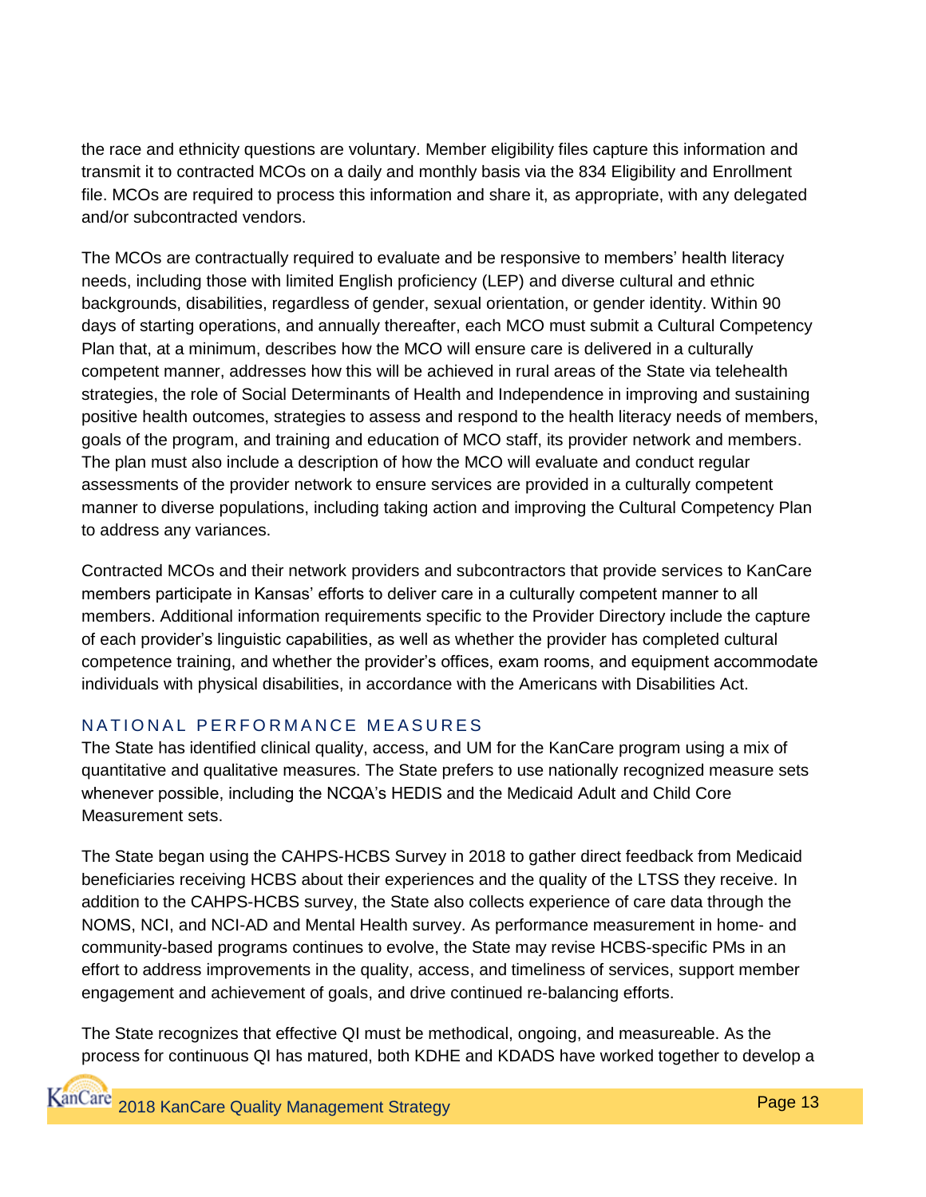the race and ethnicity questions are voluntary. Member eligibility files capture this information and transmit it to contracted MCOs on a daily and monthly basis via the 834 Eligibility and Enrollment file. MCOs are required to process this information and share it, as appropriate, with any delegated and/or subcontracted vendors.

The MCOs are contractually required to evaluate and be responsive to members' health literacy needs, including those with limited English proficiency (LEP) and diverse cultural and ethnic backgrounds, disabilities, regardless of gender, sexual orientation, or gender identity. Within 90 days of starting operations, and annually thereafter, each MCO must submit a Cultural Competency Plan that, at a minimum, describes how the MCO will ensure care is delivered in a culturally competent manner, addresses how this will be achieved in rural areas of the State via telehealth strategies, the role of Social Determinants of Health and Independence in improving and sustaining positive health outcomes, strategies to assess and respond to the health literacy needs of members, goals of the program, and training and education of MCO staff, its provider network and members. The plan must also include a description of how the MCO will evaluate and conduct regular assessments of the provider network to ensure services are provided in a culturally competent manner to diverse populations, including taking action and improving the Cultural Competency Plan to address any variances.

Contracted MCOs and their network providers and subcontractors that provide services to KanCare members participate in Kansas' efforts to deliver care in a culturally competent manner to all members. Additional information requirements specific to the Provider Directory include the capture of each provider's linguistic capabilities, as well as whether the provider has completed cultural competence training, and whether the provider's offices, exam rooms, and equipment accommodate individuals with physical disabilities, in accordance with the Americans with Disabilities Act.

## NATIONAL PERFORMANCE MEASURES

The State has identified clinical quality, access, and UM for the KanCare program using a mix of quantitative and qualitative measures. The State prefers to use nationally recognized measure sets whenever possible, including the NCQA's HEDIS and the Medicaid Adult and Child Core Measurement sets.

The State began using the CAHPS-HCBS Survey in 2018 to gather direct feedback from Medicaid beneficiaries receiving HCBS about their experiences and the quality of the LTSS they receive. In addition to the CAHPS-HCBS survey, the State also collects experience of care data through the NOMS, NCI, and NCI-AD and Mental Health survey. As performance measurement in home- and community-based programs continues to evolve, the State may revise HCBS-specific PMs in an effort to address improvements in the quality, access, and timeliness of services, support member engagement and achievement of goals, and drive continued re-balancing efforts.

The State recognizes that effective QI must be methodical, ongoing, and measureable. As the process for continuous QI has matured, both KDHE and KDADS have worked together to develop a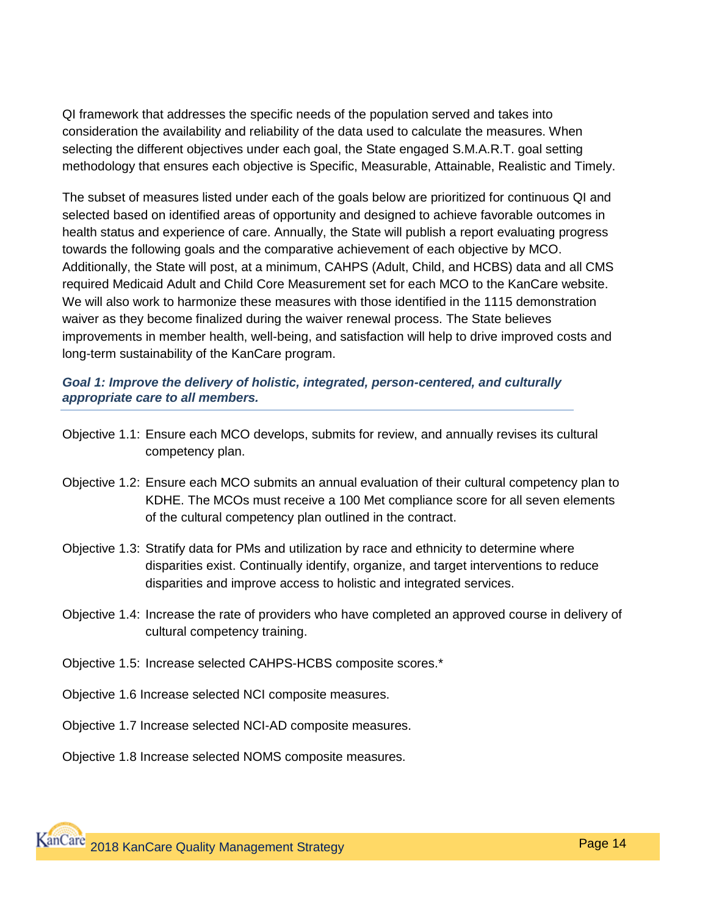QI framework that addresses the specific needs of the population served and takes into consideration the availability and reliability of the data used to calculate the measures. When selecting the different objectives under each goal, the State engaged S.M.A.R.T. goal setting methodology that ensures each objective is Specific, Measurable, Attainable, Realistic and Timely.

The subset of measures listed under each of the goals below are prioritized for continuous QI and selected based on identified areas of opportunity and designed to achieve favorable outcomes in health status and experience of care. Annually, the State will publish a report evaluating progress towards the following goals and the comparative achievement of each objective by MCO. Additionally, the State will post, at a minimum, CAHPS (Adult, Child, and HCBS) data and all CMS required Medicaid Adult and Child Core Measurement set for each MCO to the KanCare website. We will also work to harmonize these measures with those identified in the 1115 demonstration waiver as they become finalized during the waiver renewal process. The State believes improvements in member health, well-being, and satisfaction will help to drive improved costs and long-term sustainability of the KanCare program.

### *Goal 1: Improve the delivery of holistic, integrated, person-centered, and culturally appropriate care to all members.*

Objective 1.1: Ensure each MCO develops, submits for review, and annually revises its cultural competency plan.

Objective 1.2: Ensure each MCO submits an annual evaluation of their cultural competency plan to KDHE. The MCOs must receive a 100 Met compliance score for all seven elements of the cultural competency plan outlined in the contract.

Objective 1.3: Stratify data for PMs and utilization by race and ethnicity to determine where disparities exist. Continually identify, organize, and target interventions to reduce disparities and improve access to holistic and integrated services.

Objective 1.4: Increase the rate of providers who have completed an approved course in delivery of cultural competency training.

Objective 1.5: Increase selected CAHPS-HCBS composite scores.*

Objective 1.6 Increase selected NCI composite measures.

Objective 1.7 Increase selected NCI-AD composite measures.

Objective 1.8 Increase selected NOMS composite measures.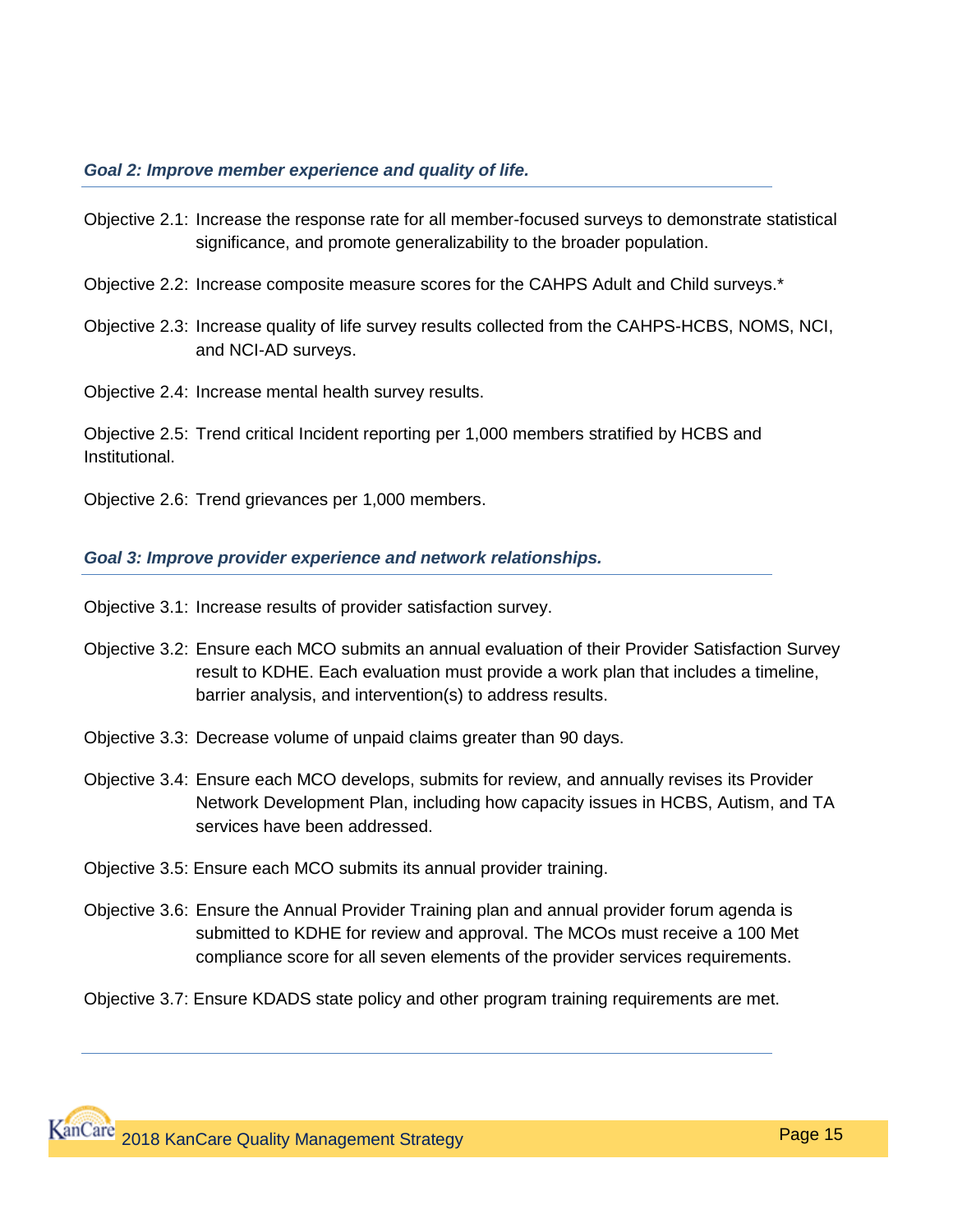### *Goal 2: Improve member experience and quality of life.*

Objective 2.1: Increase the response rate for all member-focused surveys to demonstrate statistical significance, and promote generalizability to the broader population.

Objective 2.2: Increase composite measure scores for the CAHPS Adult and Child surveys.*

Objective 2.3: Increase quality of life survey results collected from the CAHPS-HCBS, NOMS, NCI, and NCI-AD surveys.

Objective 2.4: Increase mental health survey results.

Objective 2.5: Trend critical Incident reporting per 1,000 members stratified by HCBS and Institutional.

Objective 2.6: Trend grievances per 1,000 members.

### *Goal 3: Improve provider experience and network relationships.*

Objective 3.1: Increase results of provider satisfaction survey.

Objective 3.2: Ensure each MCO submits an annual evaluation of their Provider Satisfaction Survey result to KDHE. Each evaluation must provide a work plan that includes a timeline, barrier analysis, and intervention(s) to address results.

Objective 3.3: Decrease volume of unpaid claims greater than 90 days.

Objective 3.4: Ensure each MCO develops, submits for review, and annually revises its Provider Network Development Plan, including how capacity issues in HCBS, Autism, and TA services have been addressed.

Objective 3.5: Ensure each MCO submits its annual provider training.

Objective 3.6: Ensure the Annual Provider Training plan and annual provider forum agenda is submitted to KDHE for review and approval. The MCOs must receive a 100 Met compliance score for all seven elements of the provider services requirements.

Objective 3.7: Ensure KDADS state policy and other program training requirements are met.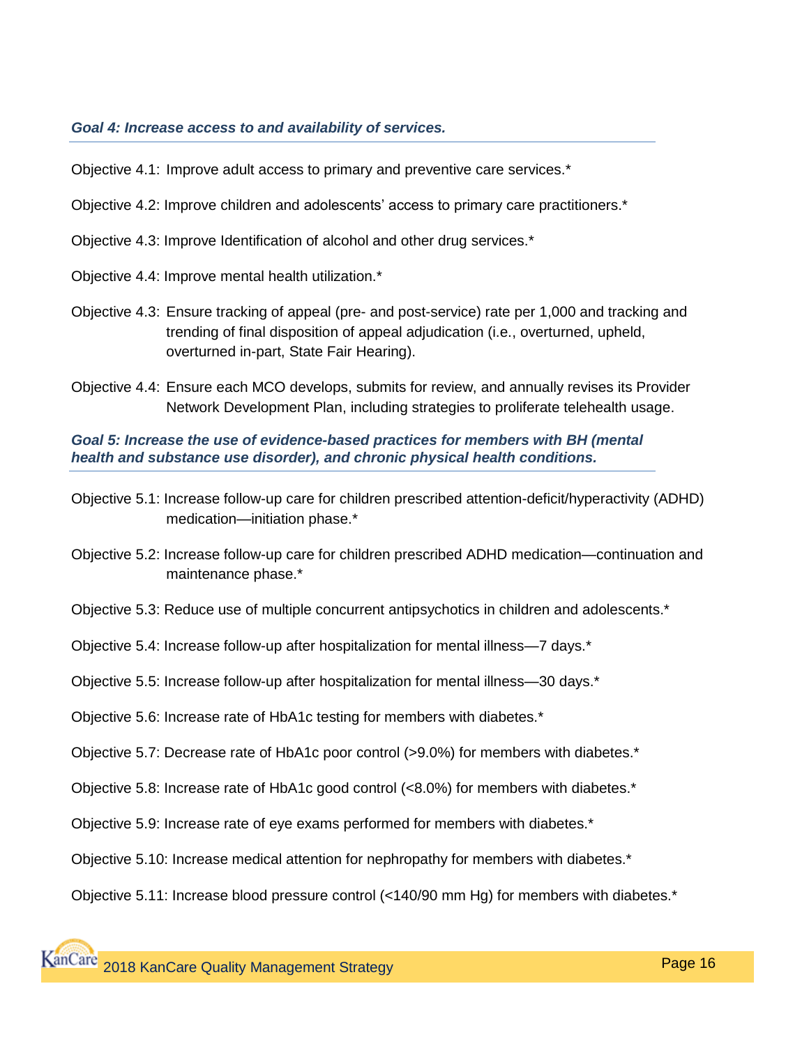***Goal 4: Increase access to and availability of services.***

Objective 4.1: Improve adult access to primary and preventive care services.*

Objective 4.2: Improve children and adolescents' access to primary care practitioners.*

Objective 4.3: Improve Identification of alcohol and other drug services.*

Objective 4.4: Improve mental health utilization.*

Objective 4.3: Ensure tracking of appeal (pre- and post-service) rate per 1,000 and tracking and trending of final disposition of appeal adjudication (i.e., overturned, upheld, overturned in-part, State Fair Hearing).

Objective 4.4: Ensure each MCO develops, submits for review, and annually revises its Provider Network Development Plan, including strategies to proliferate telehealth usage.

***Goal 5: Increase the use of evidence-based practices for members with BH (mental health and substance use disorder), and chronic physical health conditions.***

Objective 5.1: Increase follow-up care for children prescribed attention-deficit/hyperactivity (ADHD) medication—initiation phase.*

Objective 5.2: Increase follow-up care for children prescribed ADHD medication—continuation and maintenance phase.*

Objective 5.3: Reduce use of multiple concurrent antipsychotics in children and adolescents.*

Objective 5.4: Increase follow-up after hospitalization for mental illness—7 days.*

Objective 5.5: Increase follow-up after hospitalization for mental illness—30 days.*

Objective 5.6: Increase rate of HbA1c testing for members with diabetes.*

Objective 5.7: Decrease rate of HbA1c poor control (>9.0%) for members with diabetes.*

Objective 5.8: Increase rate of HbA1c good control (<8.0%) for members with diabetes.*

Objective 5.9: Increase rate of eye exams performed for members with diabetes.*

Objective 5.10: Increase medical attention for nephropathy for members with diabetes.*

Objective 5.11: Increase blood pressure control (<140/90 mm Hg) for members with diabetes.*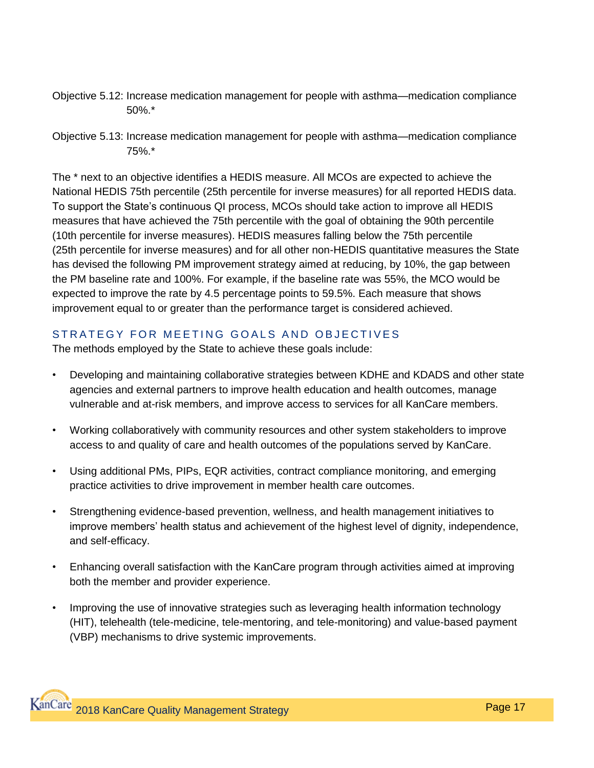Objective 5.12: Increase medication management for people with asthma—medication compliance 50%.*

Objective 5.13: Increase medication management for people with asthma—medication compliance 75%.*

The * next to an objective identifies a HEDIS measure. All MCOs are expected to achieve the National HEDIS 75th percentile (25th percentile for inverse measures) for all reported HEDIS data. To support the State's continuous QI process, MCOs should take action to improve all HEDIS measures that have achieved the 75th percentile with the goal of obtaining the 90th percentile (10th percentile for inverse measures). HEDIS measures falling below the 75th percentile (25th percentile for inverse measures) and for all other non-HEDIS quantitative measures the State has devised the following PM improvement strategy aimed at reducing, by 10%, the gap between the PM baseline rate and 100%. For example, if the baseline rate was 55%, the MCO would be expected to improve the rate by 4.5 percentage points to 59.5%. Each measure that shows improvement equal to or greater than the performance target is considered achieved.

## STRATEGY FOR MEETING GOALS AND OBJECTIVES

The methods employed by the State to achieve these goals include:

- Developing and maintaining collaborative strategies between KDHE and KDADS and other state agencies and external partners to improve health education and health outcomes, manage vulnerable and at-risk members, and improve access to services for all KanCare members.
- Working collaboratively with community resources and other system stakeholders to improve access to and quality of care and health outcomes of the populations served by KanCare.
- Using additional PMs, PIPs, EQR activities, contract compliance monitoring, and emerging practice activities to drive improvement in member health care outcomes.
- Strengthening evidence-based prevention, wellness, and health management initiatives to improve members' health status and achievement of the highest level of dignity, independence, and self-efficacy.
- Enhancing overall satisfaction with the KanCare program through activities aimed at improving both the member and provider experience.
- Improving the use of innovative strategies such as leveraging health information technology (HIT), telehealth (tele-medicine, tele-mentoring, and tele-monitoring) and value-based payment (VBP) mechanisms to drive systemic improvements.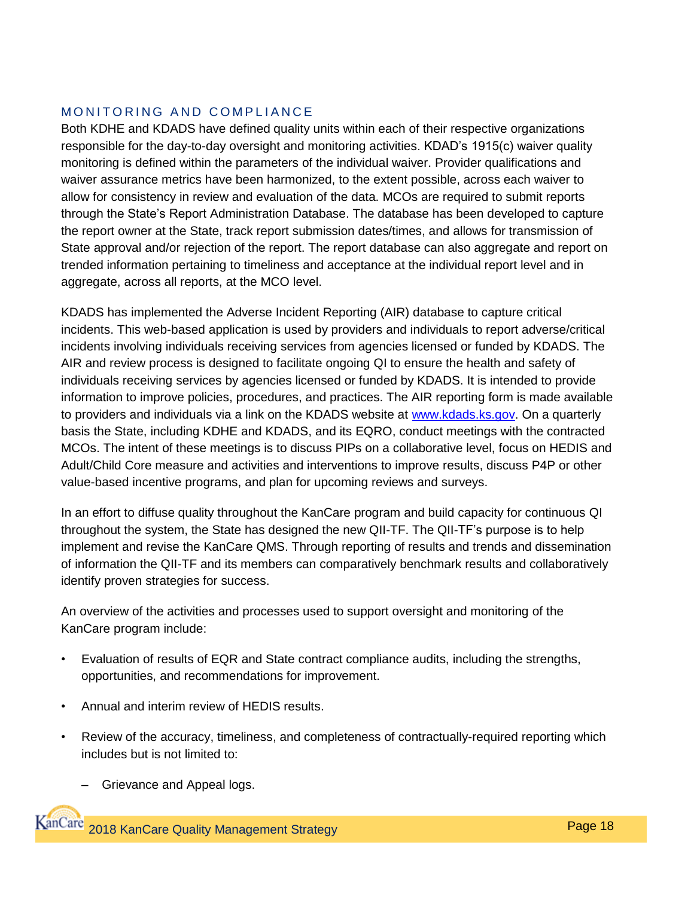## MONITORING AND COMPLIANCE

Both KDHE and KDADS have defined quality units within each of their respective organizations responsible for the day-to-day oversight and monitoring activities. KDAD's 1915(c) waiver quality monitoring is defined within the parameters of the individual waiver. Provider qualifications and waiver assurance metrics have been harmonized, to the extent possible, across each waiver to allow for consistency in review and evaluation of the data. MCOs are required to submit reports through the State's Report Administration Database. The database has been developed to capture the report owner at the State, track report submission dates/times, and allows for transmission of State approval and/or rejection of the report. The report database can also aggregate and report on trended information pertaining to timeliness and acceptance at the individual report level and in aggregate, across all reports, at the MCO level.

KDADS has implemented the Adverse Incident Reporting (AIR) database to capture critical incidents. This web-based application is used by providers and individuals to report adverse/critical incidents involving individuals receiving services from agencies licensed or funded by KDADS. The AIR and review process is designed to facilitate ongoing QI to ensure the health and safety of individuals receiving services by agencies licensed or funded by KDADS. It is intended to provide information to improve policies, procedures, and practices. The AIR reporting form is made available to providers and individuals via a link on the KDADS website at www.kdads.ks.gov. On a quarterly basis the State, including KDHE and KDADS, and its EQRO, conduct meetings with the contracted MCOs. The intent of these meetings is to discuss PIPs on a collaborative level, focus on HEDIS and Adult/Child Core measure and activities and interventions to improve results, discuss P4P or other value-based incentive programs, and plan for upcoming reviews and surveys.

In an effort to diffuse quality throughout the KanCare program and build capacity for continuous QI throughout the system, the State has designed the new QII-TF. The QII-TF's purpose is to help implement and revise the KanCare QMS. Through reporting of results and trends and dissemination of information the QII-TF and its members can comparatively benchmark results and collaboratively identify proven strategies for success.

An overview of the activities and processes used to support oversight and monitoring of the KanCare program include:

- Evaluation of results of EQR and State contract compliance audits, including the strengths, opportunities, and recommendations for improvement.
- Annual and interim review of HEDIS results.
- Review of the accuracy, timeliness, and completeness of contractually-required reporting which includes but is not limited to:
  - Grievance and Appeal logs.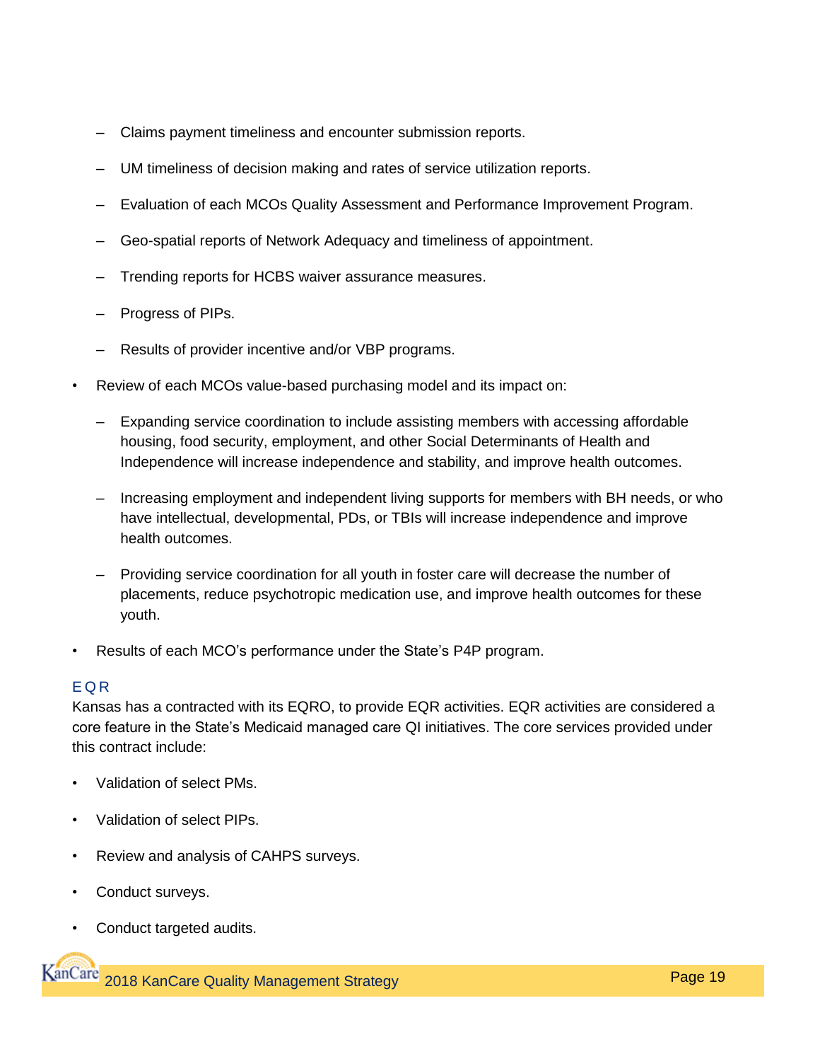- Claims payment timeliness and encounter submission reports.
  - UM timeliness of decision making and rates of service utilization reports.
  - Evaluation of each MCOs Quality Assessment and Performance Improvement Program.
  - Geo-spatial reports of Network Adequacy and timeliness of appointment.
  - Trending reports for HCBS waiver assurance measures.
  - Progress of PIPs.
  - Results of provider incentive and/or VBP programs.

- Review of each MCOs value-based purchasing model and its impact on:
  - Expanding service coordination to include assisting members with accessing affordable housing, food security, employment, and other Social Determinants of Health and Independence will increase independence and stability, and improve health outcomes.
  - Increasing employment and independent living supports for members with BH needs, or who have intellectual, developmental, PDs, or TBIs will increase independence and improve health outcomes.
  - Providing service coordination for all youth in foster care will decrease the number of placements, reduce psychotropic medication use, and improve health outcomes for these youth.
- Results of each MCO's performance under the State's P4P program.

### EQR

Kansas has a contracted with its EQRO, to provide EQR activities. EQR activities are considered a core feature in the State's Medicaid managed care QI initiatives. The core services provided under this contract include:

- Validation of select PMs.
- Validation of select PIPs.
- Review and analysis of CAHPS surveys.
- Conduct surveys.
- Conduct targeted audits.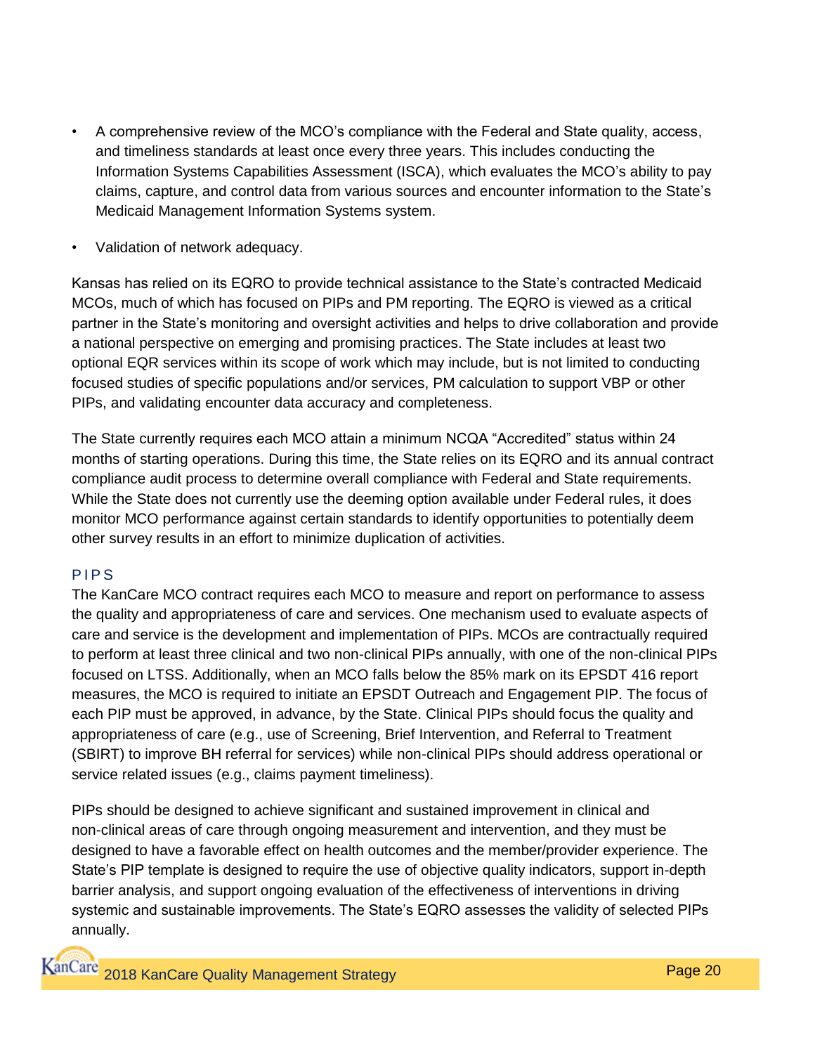- A comprehensive review of the MCO's compliance with the Federal and State quality, access, and timeliness standards at least once every three years. This includes conducting the Information Systems Capabilities Assessment (ISCA), which evaluates the MCO's ability to pay claims, capture, and control data from various sources and encounter information to the State's Medicaid Management Information Systems system.

- Validation of network adequacy.

Kansas has relied on its EQRO to provide technical assistance to the State's contracted Medicaid MCOs, much of which has focused on PIPs and PM reporting. The EQRO is viewed as a critical partner in the State's monitoring and oversight activities and helps to drive collaboration and provide a national perspective on emerging and promising practices. The State includes at least two optional EQR services within its scope of work which may include, but is not limited to conducting focused studies of specific populations and/or services, PM calculation to support VBP or other PIPs, and validating encounter data accuracy and completeness.

The State currently requires each MCO attain a minimum NCQA "Accredited" status within 24 months of starting operations. During this time, the State relies on its EQRO and its annual contract compliance audit process to determine overall compliance with Federal and State requirements. While the State does not currently use the deeming option available under Federal rules, it does monitor MCO performance against certain standards to identify opportunities to potentially deem other survey results in an effort to minimize duplication of activities.

### PIPS

The KanCare MCO contract requires each MCO to measure and report on performance to assess the quality and appropriateness of care and services. One mechanism used to evaluate aspects of care and service is the development and implementation of PIPs. MCOs are contractually required to perform at least three clinical and two non-clinical PIPs annually, with one of the non-clinical PIPs focused on LTSS. Additionally, when an MCO falls below the 85% mark on its EPSDT 416 report measures, the MCO is required to initiate an EPSDT Outreach and Engagement PIP. The focus of each PIP must be approved, in advance, by the State. Clinical PIPs should focus the quality and appropriateness of care (e.g., use of Screening, Brief Intervention, and Referral to Treatment (SBIRT) to improve BH referral for services) while non-clinical PIPs should address operational or service related issues (e.g., claims payment timeliness).

PIPs should be designed to achieve significant and sustained improvement in clinical and non-clinical areas of care through ongoing measurement and intervention, and they must be designed to have a favorable effect on health outcomes and the member/provider experience. The State's PIP template is designed to require the use of objective quality indicators, support in-depth barrier analysis, and support ongoing evaluation of the effectiveness of interventions in driving systemic and sustainable improvements. The State's EQRO assesses the validity of selected PIPs annually.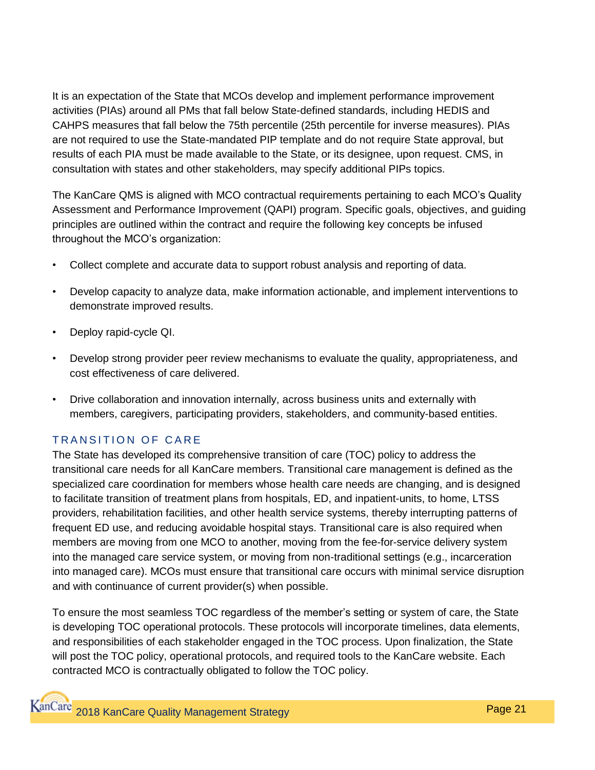It is an expectation of the State that MCOs develop and implement performance improvement activities (PIAs) around all PMs that fall below State-defined standards, including HEDIS and CAHPS measures that fall below the 75th percentile (25th percentile for inverse measures). PIAs are not required to use the State-mandated PIP template and do not require State approval, but results of each PIA must be made available to the State, or its designee, upon request. CMS, in consultation with states and other stakeholders, may specify additional PIPs topics.

The KanCare QMS is aligned with MCO contractual requirements pertaining to each MCO's Quality Assessment and Performance Improvement (QAPI) program. Specific goals, objectives, and guiding principles are outlined within the contract and require the following key concepts be infused throughout the MCO's organization:

- Collect complete and accurate data to support robust analysis and reporting of data.
- Develop capacity to analyze data, make information actionable, and implement interventions to demonstrate improved results.
- Deploy rapid-cycle QI.
- Develop strong provider peer review mechanisms to evaluate the quality, appropriateness, and cost effectiveness of care delivered.
- Drive collaboration and innovation internally, across business units and externally with members, caregivers, participating providers, stakeholders, and community-based entities.

## TRANSITION OF CARE

The State has developed its comprehensive transition of care (TOC) policy to address the transitional care needs for all KanCare members. Transitional care management is defined as the specialized care coordination for members whose health care needs are changing, and is designed to facilitate transition of treatment plans from hospitals, ED, and inpatient-units, to home, LTSS providers, rehabilitation facilities, and other health service systems, thereby interrupting patterns of frequent ED use, and reducing avoidable hospital stays. Transitional care is also required when members are moving from one MCO to another, moving from the fee-for-service delivery system into the managed care service system, or moving from non-traditional settings (e.g., incarceration into managed care). MCOs must ensure that transitional care occurs with minimal service disruption and with continuance of current provider(s) when possible.

To ensure the most seamless TOC regardless of the member's setting or system of care, the State is developing TOC operational protocols. These protocols will incorporate timelines, data elements, and responsibilities of each stakeholder engaged in the TOC process. Upon finalization, the State will post the TOC policy, operational protocols, and required tools to the KanCare website. Each contracted MCO is contractually obligated to follow the TOC policy.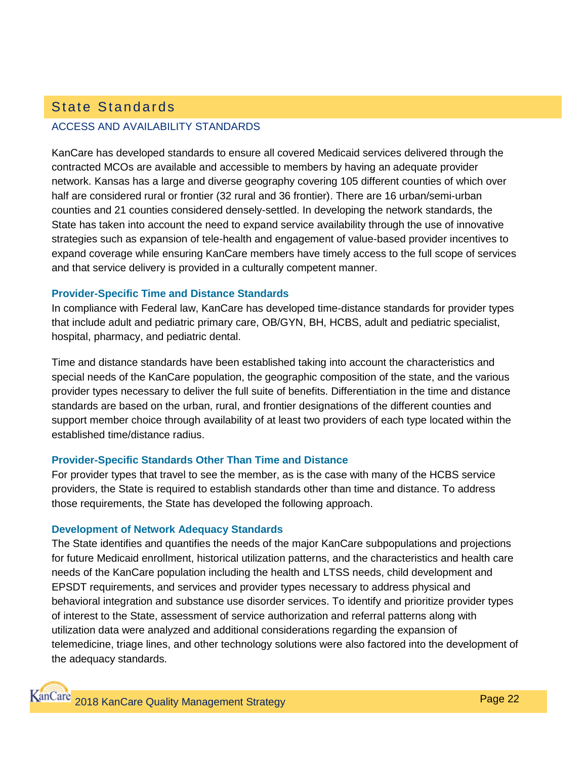## State Standards

### ACCESS AND AVAILABILITY STANDARDS

KanCare has developed standards to ensure all covered Medicaid services delivered through the contracted MCOs are available and accessible to members by having an adequate provider network. Kansas has a large and diverse geography covering 105 different counties of which over half are considered rural or frontier (32 rural and 36 frontier). There are 16 urban/semi-urban counties and 21 counties considered densely-settled. In developing the network standards, the State has taken into account the need to expand service availability through the use of innovative strategies such as expansion of tele-health and engagement of value-based provider incentives to expand coverage while ensuring KanCare members have timely access to the full scope of services and that service delivery is provided in a culturally competent manner.

#### Provider-Specific Time and Distance Standards

In compliance with Federal law, KanCare has developed time-distance standards for provider types that include adult and pediatric primary care, OB/GYN, BH, HCBS, adult and pediatric specialist, hospital, pharmacy, and pediatric dental.

Time and distance standards have been established taking into account the characteristics and special needs of the KanCare population, the geographic composition of the state, and the various provider types necessary to deliver the full suite of benefits. Differentiation in the time and distance standards are based on the urban, rural, and frontier designations of the different counties and support member choice through availability of at least two providers of each type located within the established time/distance radius.

#### Provider-Specific Standards Other Than Time and Distance

For provider types that travel to see the member, as is the case with many of the HCBS service providers, the State is required to establish standards other than time and distance. To address those requirements, the State has developed the following approach.

#### Development of Network Adequacy Standards

The State identifies and quantifies the needs of the major KanCare subpopulations and projections for future Medicaid enrollment, historical utilization patterns, and the characteristics and health care needs of the KanCare population including the health and LTSS needs, child development and EPSDT requirements, and services and provider types necessary to address physical and behavioral integration and substance use disorder services. To identify and prioritize provider types of interest to the State, assessment of service authorization and referral patterns along with utilization data were analyzed and additional considerations regarding the expansion of telemedicine, triage lines, and other technology solutions were also factored into the development of the adequacy standards.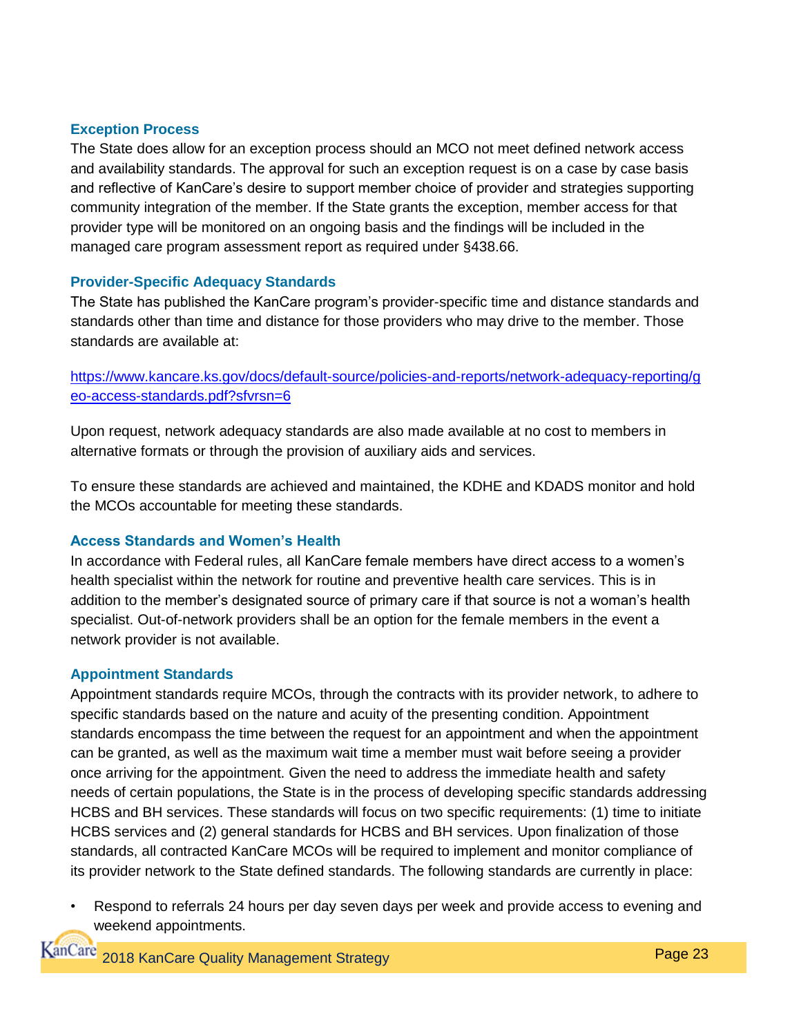### Exception Process

The State does allow for an exception process should an MCO not meet defined network access and availability standards. The approval for such an exception request is on a case by case basis and reflective of KanCare's desire to support member choice of provider and strategies supporting community integration of the member. If the State grants the exception, member access for that provider type will be monitored on an ongoing basis and the findings will be included in the managed care program assessment report as required under §438.66.

### Provider-Specific Adequacy Standards

The State has published the KanCare program's provider-specific time and distance standards and standards other than time and distance for those providers who may drive to the member. Those standards are available at:

https://www.kancare.ks.gov/docs/default-source/policies-and-reports/network-adequacy-reporting/geo-access-standards.pdf?sfvrsn=6

Upon request, network adequacy standards are also made available at no cost to members in alternative formats or through the provision of auxiliary aids and services.

To ensure these standards are achieved and maintained, the KDHE and KDADS monitor and hold the MCOs accountable for meeting these standards.

### Access Standards and Women's Health

In accordance with Federal rules, all KanCare female members have direct access to a women's health specialist within the network for routine and preventive health care services. This is in addition to the member's designated source of primary care if that source is not a woman's health specialist. Out-of-network providers shall be an option for the female members in the event a network provider is not available.

### Appointment Standards

Appointment standards require MCOs, through the contracts with its provider network, to adhere to specific standards based on the nature and acuity of the presenting condition. Appointment standards encompass the time between the request for an appointment and when the appointment can be granted, as well as the maximum wait time a member must wait before seeing a provider once arriving for the appointment. Given the need to address the immediate health and safety needs of certain populations, the State is in the process of developing specific standards addressing HCBS and BH services. These standards will focus on two specific requirements: (1) time to initiate HCBS services and (2) general standards for HCBS and BH services. Upon finalization of those standards, all contracted KanCare MCOs will be required to implement and monitor compliance of its provider network to the State defined standards. The following standards are currently in place:

- Respond to referrals 24 hours per day seven days per week and provide access to evening and weekend appointments.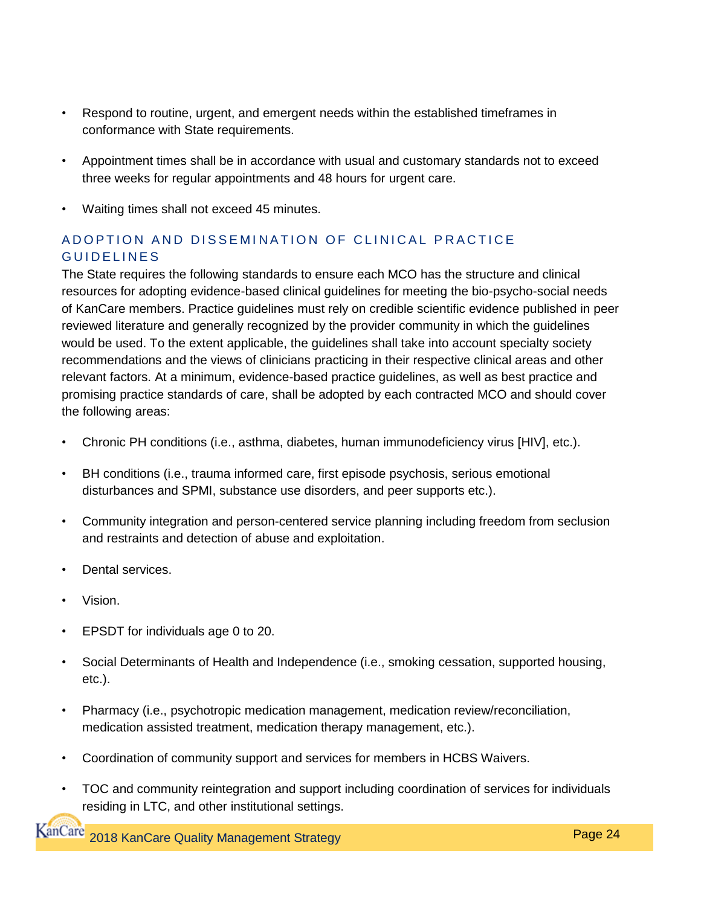- Respond to routine, urgent, and emergent needs within the established timeframes in conformance with State requirements.
- Appointment times shall be in accordance with usual and customary standards not to exceed three weeks for regular appointments and 48 hours for urgent care.
- Waiting times shall not exceed 45 minutes.

### ADOPTION AND DISSEMINATION OF CLINICAL PRACTICE GUIDELINES

The State requires the following standards to ensure each MCO has the structure and clinical resources for adopting evidence-based clinical guidelines for meeting the bio-psycho-social needs of KanCare members. Practice guidelines must rely on credible scientific evidence published in peer reviewed literature and generally recognized by the provider community in which the guidelines would be used. To the extent applicable, the guidelines shall take into account specialty society recommendations and the views of clinicians practicing in their respective clinical areas and other relevant factors. At a minimum, evidence-based practice guidelines, as well as best practice and promising practice standards of care, shall be adopted by each contracted MCO and should cover the following areas:

- Chronic PH conditions (i.e., asthma, diabetes, human immunodeficiency virus [HIV], etc.).
- BH conditions (i.e., trauma informed care, first episode psychosis, serious emotional disturbances and SPMI, substance use disorders, and peer supports etc.).
- Community integration and person-centered service planning including freedom from seclusion and restraints and detection of abuse and exploitation.
- Dental services.
- Vision.
- EPSDT for individuals age 0 to 20.
- Social Determinants of Health and Independence (i.e., smoking cessation, supported housing, etc.).
- Pharmacy (i.e., psychotropic medication management, medication review/reconciliation, medication assisted treatment, medication therapy management, etc.).
- Coordination of community support and services for members in HCBS Waivers.
- TOC and community reintegration and support including coordination of services for individuals residing in LTC, and other institutional settings.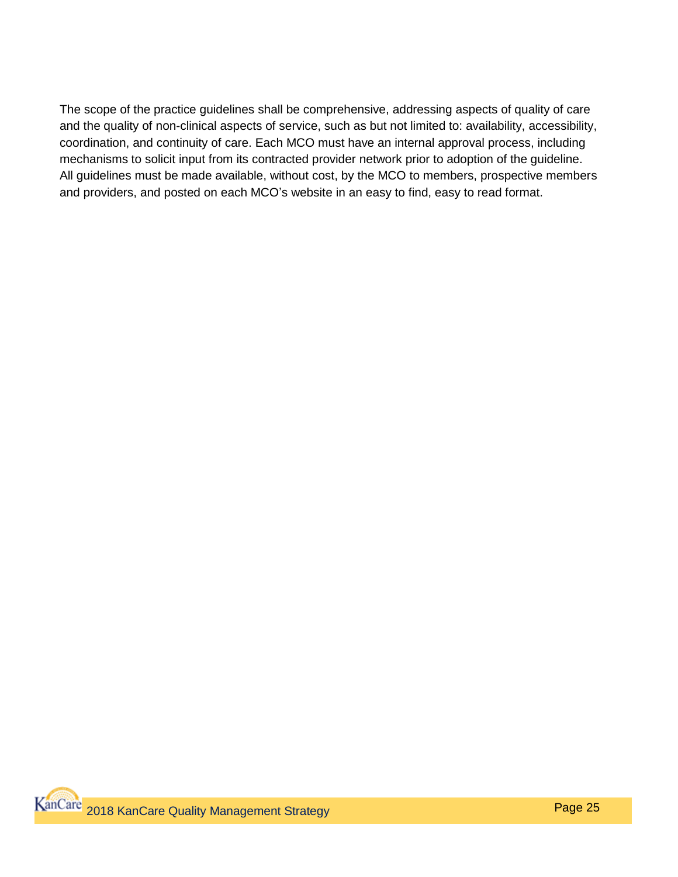The scope of the practice guidelines shall be comprehensive, addressing aspects of quality of care and the quality of non-clinical aspects of service, such as but not limited to: availability, accessibility, coordination, and continuity of care. Each MCO must have an internal approval process, including mechanisms to solicit input from its contracted provider network prior to adoption of the guideline. All guidelines must be made available, without cost, by the MCO to members, prospective members and providers, and posted on each MCO's website in an easy to find, easy to read format.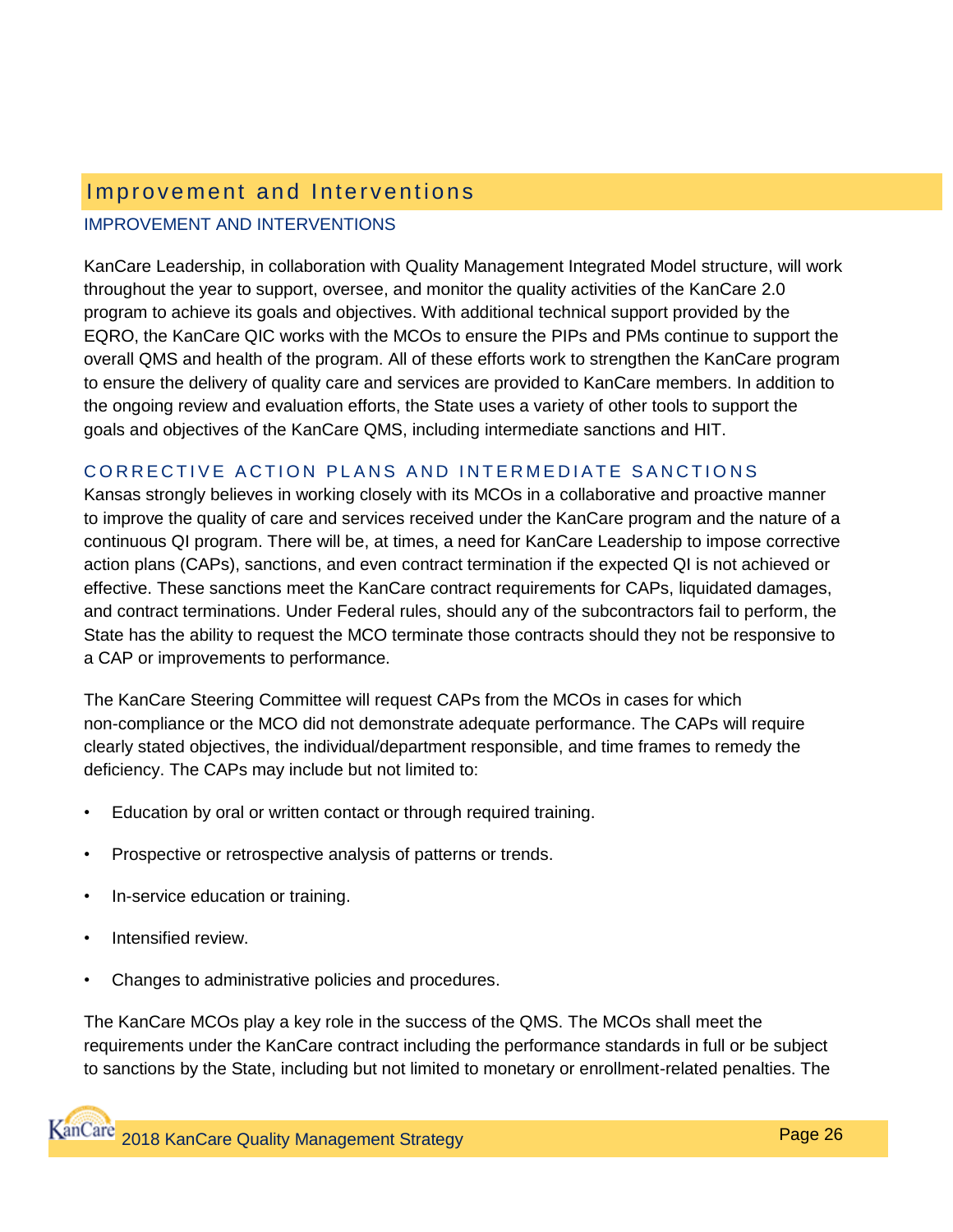# Improvement and Interventions

## IMPROVEMENT AND INTERVENTIONS

KanCare Leadership, in collaboration with Quality Management Integrated Model structure, will work throughout the year to support, oversee, and monitor the quality activities of the KanCare 2.0 program to achieve its goals and objectives. With additional technical support provided by the EQRO, the KanCare QIC works with the MCOs to ensure the PIPs and PMs continue to support the overall QMS and health of the program. All of these efforts work to strengthen the KanCare program to ensure the delivery of quality care and services are provided to KanCare members. In addition to the ongoing review and evaluation efforts, the State uses a variety of other tools to support the goals and objectives of the KanCare QMS, including intermediate sanctions and HIT.

### CORRECTIVE ACTION PLANS AND INTERMEDIATE SANCTIONS

Kansas strongly believes in working closely with its MCOs in a collaborative and proactive manner to improve the quality of care and services received under the KanCare program and the nature of a continuous QI program. There will be, at times, a need for KanCare Leadership to impose corrective action plans (CAPs), sanctions, and even contract termination if the expected QI is not achieved or effective. These sanctions meet the KanCare contract requirements for CAPs, liquidated damages, and contract terminations. Under Federal rules, should any of the subcontractors fail to perform, the State has the ability to request the MCO terminate those contracts should they not be responsive to a CAP or improvements to performance.

The KanCare Steering Committee will request CAPs from the MCOs in cases for which non-compliance or the MCO did not demonstrate adequate performance. The CAPs will require clearly stated objectives, the individual/department responsible, and time frames to remedy the deficiency. The CAPs may include but not limited to:

- Education by oral or written contact or through required training.
- Prospective or retrospective analysis of patterns or trends.
- In-service education or training.
- Intensified review.
- Changes to administrative policies and procedures.

The KanCare MCOs play a key role in the success of the QMS. The MCOs shall meet the requirements under the KanCare contract including the performance standards in full or be subject to sanctions by the State, including but not limited to monetary or enrollment-related penalties. The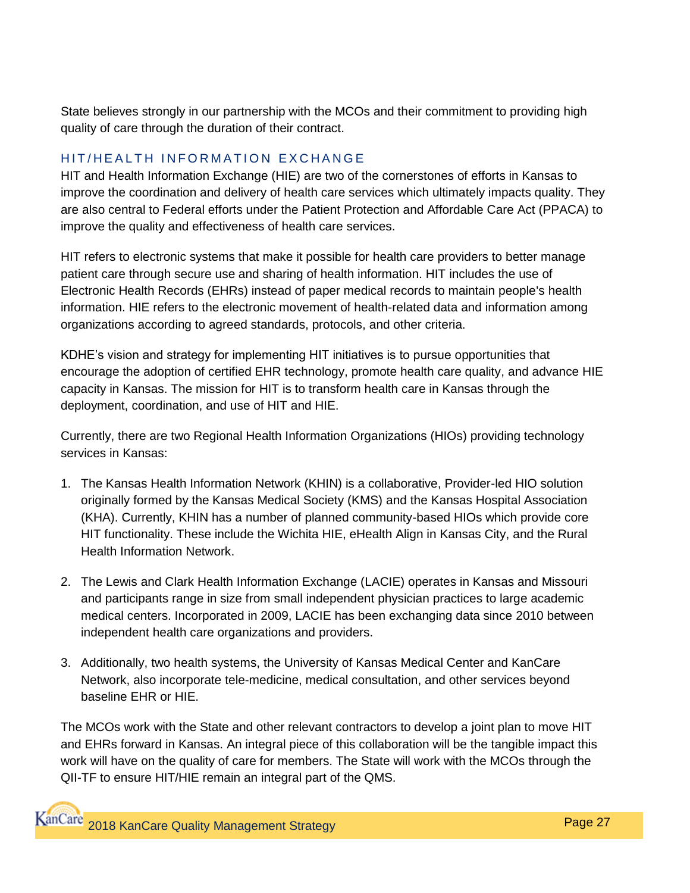State believes strongly in our partnership with the MCOs and their commitment to providing high quality of care through the duration of their contract.

## HIT/HEALTH INFORMATION EXCHANGE

HIT and Health Information Exchange (HIE) are two of the cornerstones of efforts in Kansas to improve the coordination and delivery of health care services which ultimately impacts quality. They are also central to Federal efforts under the Patient Protection and Affordable Care Act (PPACA) to improve the quality and effectiveness of health care services.

HIT refers to electronic systems that make it possible for health care providers to better manage patient care through secure use and sharing of health information. HIT includes the use of Electronic Health Records (EHRs) instead of paper medical records to maintain people's health information. HIE refers to the electronic movement of health-related data and information among organizations according to agreed standards, protocols, and other criteria.

KDHE's vision and strategy for implementing HIT initiatives is to pursue opportunities that encourage the adoption of certified EHR technology, promote health care quality, and advance HIE capacity in Kansas. The mission for HIT is to transform health care in Kansas through the deployment, coordination, and use of HIT and HIE.

Currently, there are two Regional Health Information Organizations (HIOs) providing technology services in Kansas:

1. The Kansas Health Information Network (KHIN) is a collaborative, Provider-led HIO solution originally formed by the Kansas Medical Society (KMS) and the Kansas Hospital Association (KHA). Currently, KHIN has a number of planned community-based HIOs which provide core HIT functionality. These include the Wichita HIE, eHealth Align in Kansas City, and the Rural Health Information Network.

2. The Lewis and Clark Health Information Exchange (LACIE) operates in Kansas and Missouri and participants range in size from small independent physician practices to large academic medical centers. Incorporated in 2009, LACIE has been exchanging data since 2010 between independent health care organizations and providers.

3. Additionally, two health systems, the University of Kansas Medical Center and KanCare Network, also incorporate tele-medicine, medical consultation, and other services beyond baseline EHR or HIE.

The MCOs work with the State and other relevant contractors to develop a joint plan to move HIT and EHRs forward in Kansas. An integral piece of this collaboration will be the tangible impact this work will have on the quality of care for members. The State will work with the MCOs through the QII-TF to ensure HIT/HIE remain an integral part of the QMS.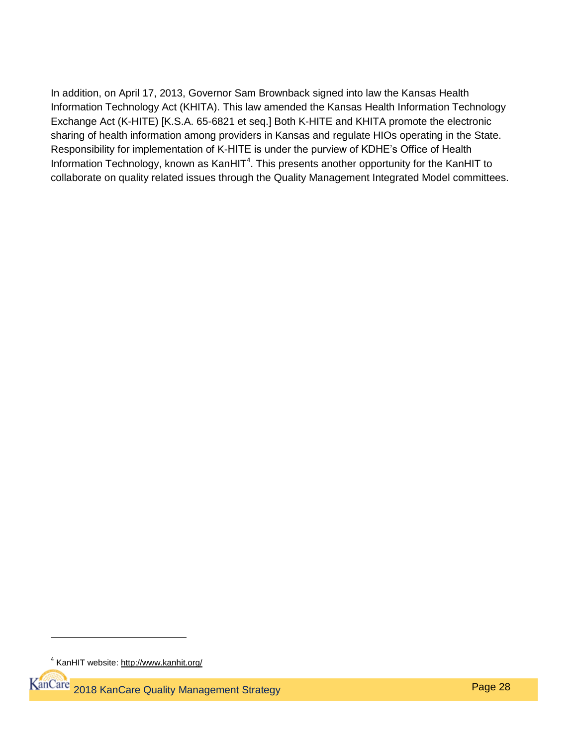In addition, on April 17, 2013, Governor Sam Brownback signed into law the Kansas Health Information Technology Act (KHITA). This law amended the Kansas Health Information Technology Exchange Act (K-HITE) [K.S.A. 65-6821 et seq.] Both K-HITE and KHITA promote the electronic sharing of health information among providers in Kansas and regulate HIOs operating in the State. Responsibility for implementation of K-HITE is under the purview of KDHE's Office of Health Information Technology, known as KanHIT[4]. This presents another opportunity for the KanHIT to collaborate on quality related issues through the Quality Management Integrated Model committees.

---

[4] KanHIT website: http://www.kanhit.org/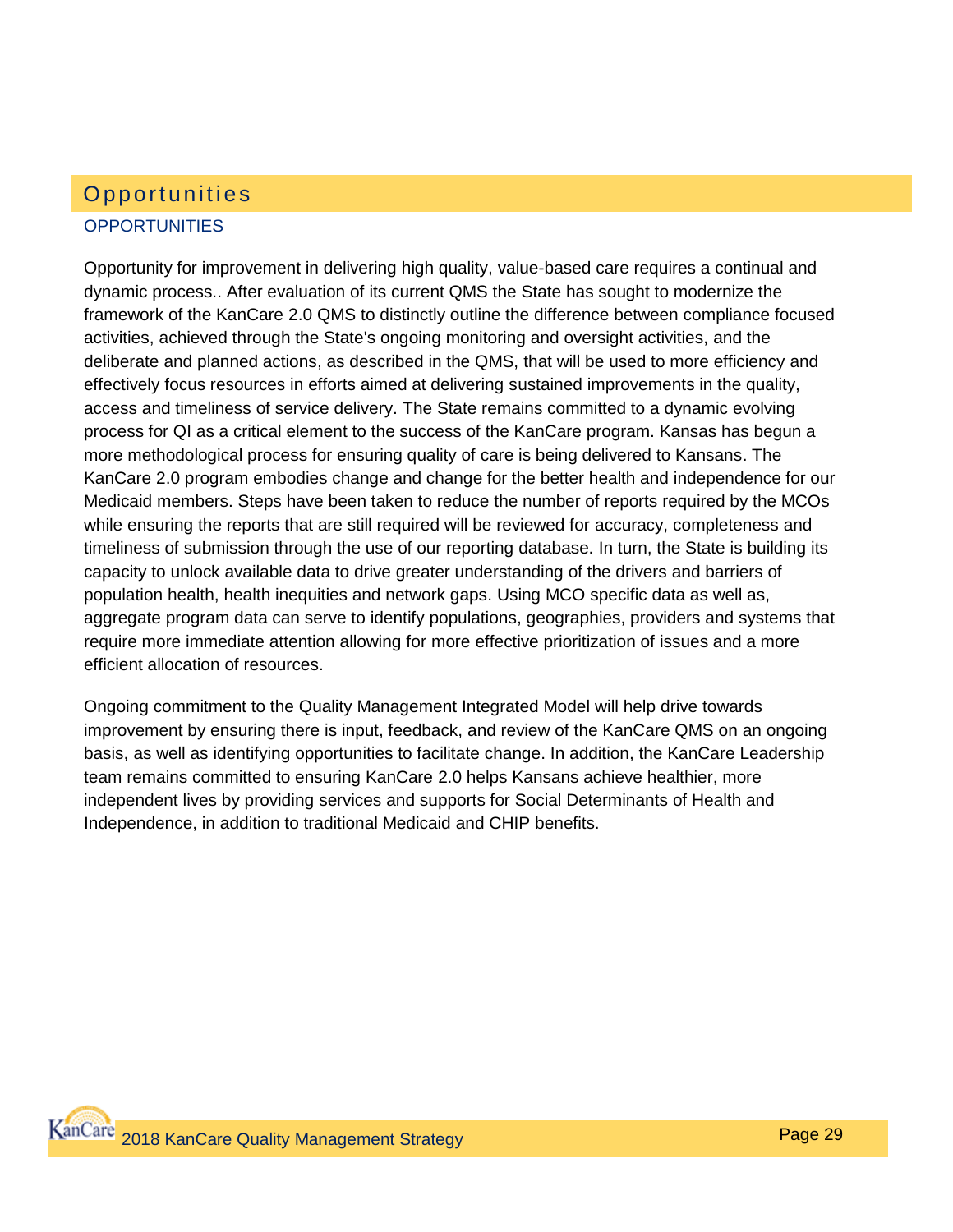# Opportunities

## OPPORTUNITIES

Opportunity for improvement in delivering high quality, value-based care requires a continual and dynamic process.. After evaluation of its current QMS the State has sought to modernize the framework of the KanCare 2.0 QMS to distinctly outline the difference between compliance focused activities, achieved through the State's ongoing monitoring and oversight activities, and the deliberate and planned actions, as described in the QMS, that will be used to more efficiency and effectively focus resources in efforts aimed at delivering sustained improvements in the quality, access and timeliness of service delivery. The State remains committed to a dynamic evolving process for QI as a critical element to the success of the KanCare program. Kansas has begun a more methodological process for ensuring quality of care is being delivered to Kansans. The KanCare 2.0 program embodies change and change for the better health and independence for our Medicaid members. Steps have been taken to reduce the number of reports required by the MCOs while ensuring the reports that are still required will be reviewed for accuracy, completeness and timeliness of submission through the use of our reporting database. In turn, the State is building its capacity to unlock available data to drive greater understanding of the drivers and barriers of population health, health inequities and network gaps. Using MCO specific data as well as, aggregate program data can serve to identify populations, geographies, providers and systems that require more immediate attention allowing for more effective prioritization of issues and a more efficient allocation of resources.

Ongoing commitment to the Quality Management Integrated Model will help drive towards improvement by ensuring there is input, feedback, and review of the KanCare QMS on an ongoing basis, as well as identifying opportunities to facilitate change. In addition, the KanCare Leadership team remains committed to ensuring KanCare 2.0 helps Kansans achieve healthier, more independent lives by providing services and supports for Social Determinants of Health and Independence, in addition to traditional Medicaid and CHIP benefits.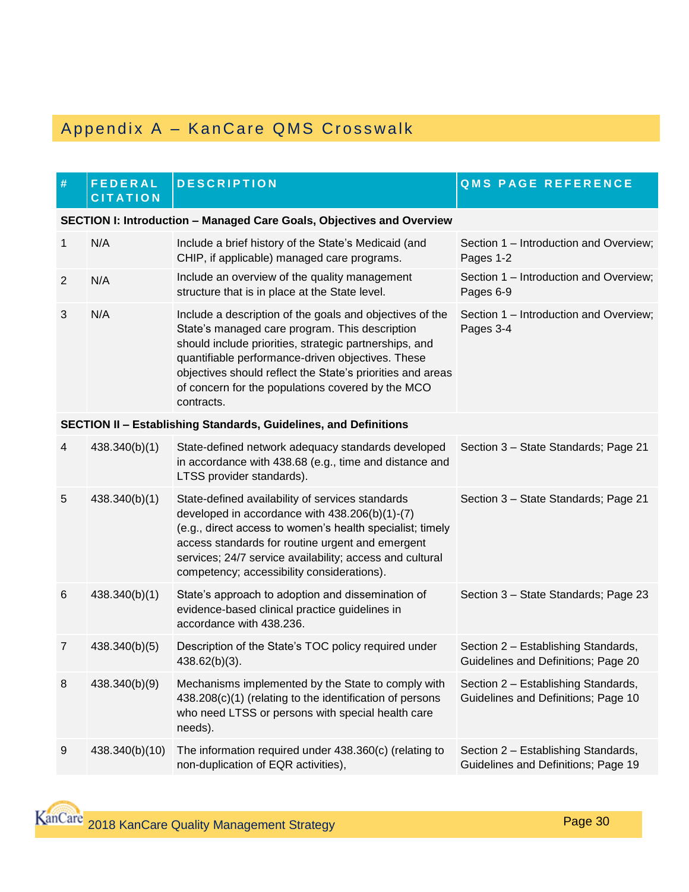## Appendix A – KanCare QMS Crosswalk

| # | FEDERAL CITATION | DESCRIPTION | QMS PAGE REFERENCE |
|---|---|---|---|
| **SECTION I: Introduction – Managed Care Goals, Objectives and Overview** | | | |
| 1 | N/A | Include a brief history of the State's Medicaid (and CHIP, if applicable) managed care programs. | Section 1 – Introduction and Overview; Pages 1-2 |
| 2 | N/A | Include an overview of the quality management structure that is in place at the State level. | Section 1 – Introduction and Overview; Pages 6-9 |
| 3 | N/A | Include a description of the goals and objectives of the State's managed care program. This description should include priorities, strategic partnerships, and quantifiable performance-driven objectives. These objectives should reflect the State's priorities and areas of concern for the populations covered by the MCO contracts. | Section 1 – Introduction and Overview; Pages 3-4 |
| **SECTION II – Establishing Standards, Guidelines, and Definitions** | | | |
| 4 | 438.340(b)(1) | State-defined network adequacy standards developed in accordance with 438.68 (e.g., time and distance and LTSS provider standards). | Section 3 – State Standards; Page 21 |
| 5 | 438.340(b)(1) | State-defined availability of services standards developed in accordance with 438.206(b)(1)-(7) (e.g., direct access to women's health specialist; timely access standards for routine urgent and emergent services; 24/7 service availability; access and cultural competency; accessibility considerations). | Section 3 – State Standards; Page 21 |
| 6 | 438.340(b)(1) | State's approach to adoption and dissemination of evidence-based clinical practice guidelines in accordance with 438.236. | Section 3 – State Standards; Page 23 |
| 7 | 438.340(b)(5) | Description of the State's TOC policy required under 438.62(b)(3). | Section 2 – Establishing Standards, Guidelines and Definitions; Page 20 |
| 8 | 438.340(b)(9) | Mechanisms implemented by the State to comply with 438.208(c)(1) (relating to the identification of persons who need LTSS or persons with special health care needs). | Section 2 – Establishing Standards, Guidelines and Definitions; Page 10 |
| 9 | 438.340(b)(10) | The information required under 438.360(c) (relating to non-duplication of EQR activities), | Section 2 – Establishing Standards, Guidelines and Definitions; Page 19 |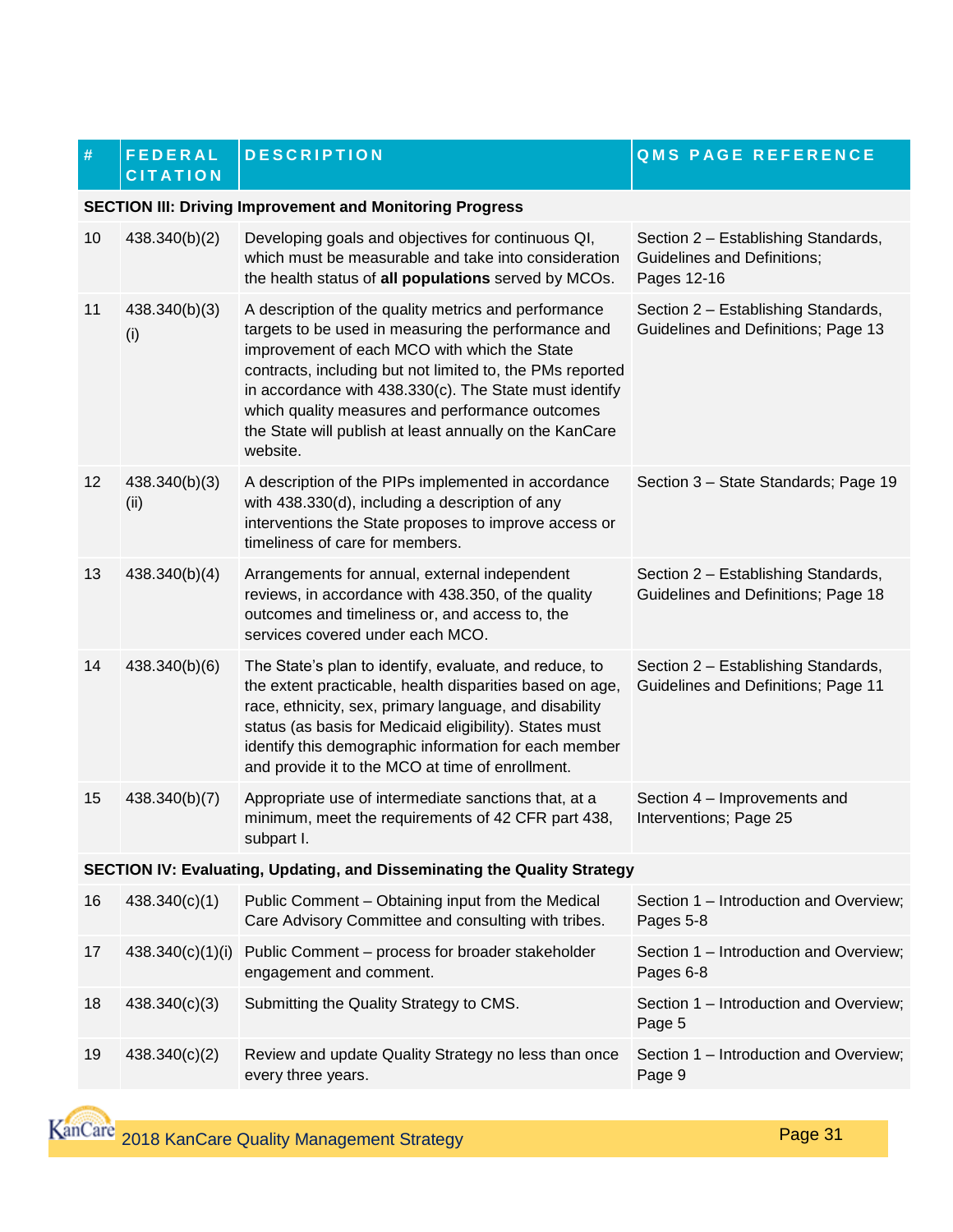| # | FEDERAL CITATION | DESCRIPTION | QMS PAGE REFERENCE |
|---|---|---|---|
| **SECTION III: Driving Improvement and Monitoring Progress** | | | |
| 10 | 438.340(b)(2) | Developing goals and objectives for continuous QI, which must be measurable and take into consideration the health status of **all populations** served by MCOs. | Section 2 – Establishing Standards, Guidelines and Definitions; Pages 12-16 |
| 11 | 438.340(b)(3)(i) | A description of the quality metrics and performance targets to be used in measuring the performance and improvement of each MCO with which the State contracts, including but not limited to, the PMs reported in accordance with 438.330(c). The State must identify which quality measures and performance outcomes the State will publish at least annually on the KanCare website. | Section 2 – Establishing Standards, Guidelines and Definitions; Page 13 |
| 12 | 438.340(b)(3)(ii) | A description of the PIPs implemented in accordance with 438.330(d), including a description of any interventions the State proposes to improve access or timeliness of care for members. | Section 3 – State Standards; Page 19 |
| 13 | 438.340(b)(4) | Arrangements for annual, external independent reviews, in accordance with 438.350, of the quality outcomes and timeliness or, and access to, the services covered under each MCO. | Section 2 – Establishing Standards, Guidelines and Definitions; Page 18 |
| 14 | 438.340(b)(6) | The State's plan to identify, evaluate, and reduce, to the extent practicable, health disparities based on age, race, ethnicity, sex, primary language, and disability status (as basis for Medicaid eligibility). States must identify this demographic information for each member and provide it to the MCO at time of enrollment. | Section 2 – Establishing Standards, Guidelines and Definitions; Page 11 |
| 15 | 438.340(b)(7) | Appropriate use of intermediate sanctions that, at a minimum, meet the requirements of 42 CFR part 438, subpart I. | Section 4 – Improvements and Interventions; Page 25 |
| **SECTION IV: Evaluating, Updating, and Disseminating the Quality Strategy** | | | |
| 16 | 438.340(c)(1) | Public Comment – Obtaining input from the Medical Care Advisory Committee and consulting with tribes. | Section 1 – Introduction and Overview; Pages 5-8 |
| 17 | 438.340(c)(1)(i) | Public Comment – process for broader stakeholder engagement and comment. | Section 1 – Introduction and Overview; Pages 6-8 |
| 18 | 438.340(c)(3) | Submitting the Quality Strategy to CMS. | Section 1 – Introduction and Overview; Page 5 |
| 19 | 438.340(c)(2) | Review and update Quality Strategy no less than once every three years. | Section 1 – Introduction and Overview; Page 9 |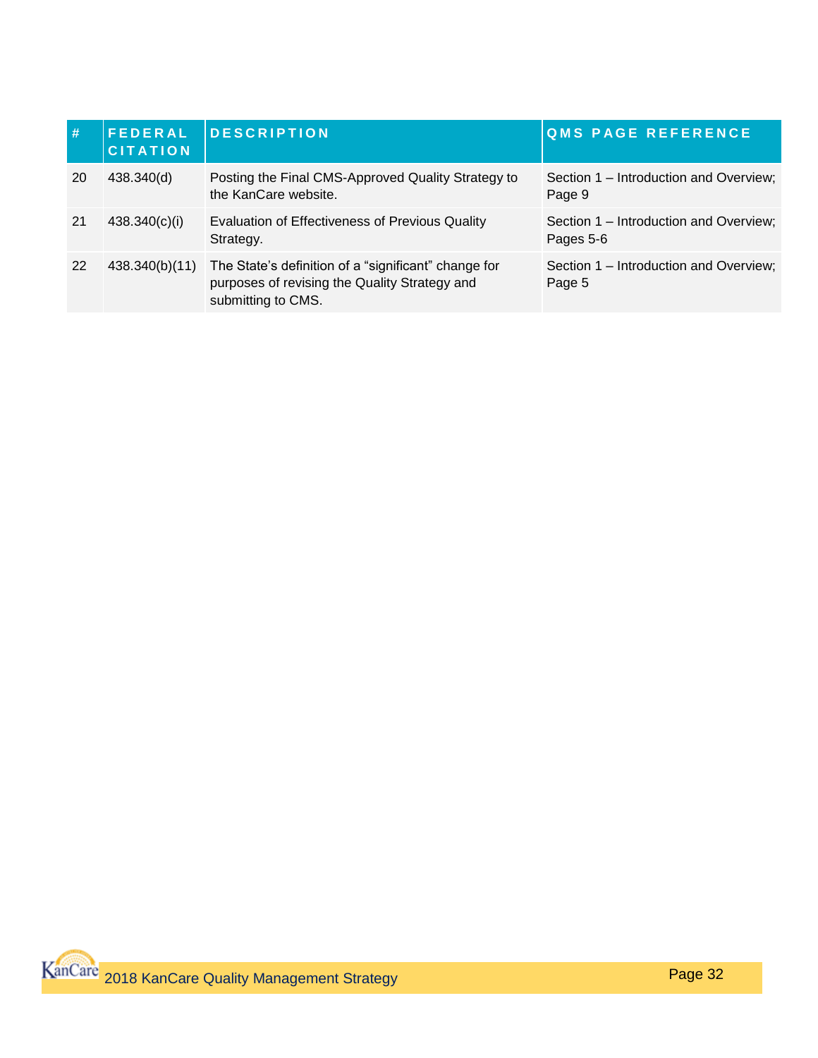| # | FEDERAL CITATION | DESCRIPTION | QMS PAGE REFERENCE |
| --- | --- | --- | --- |
| 20 | 438.340(d) | Posting the Final CMS-Approved Quality Strategy to the KanCare website. | Section 1 – Introduction and Overview; Page 9 |
| 21 | 438.340(c)(i) | Evaluation of Effectiveness of Previous Quality Strategy. | Section 1 – Introduction and Overview; Pages 5-6 |
| 22 | 438.340(b)(11) | The State's definition of a "significant" change for purposes of revising the Quality Strategy and submitting to CMS. | Section 1 – Introduction and Overview; Page 5 |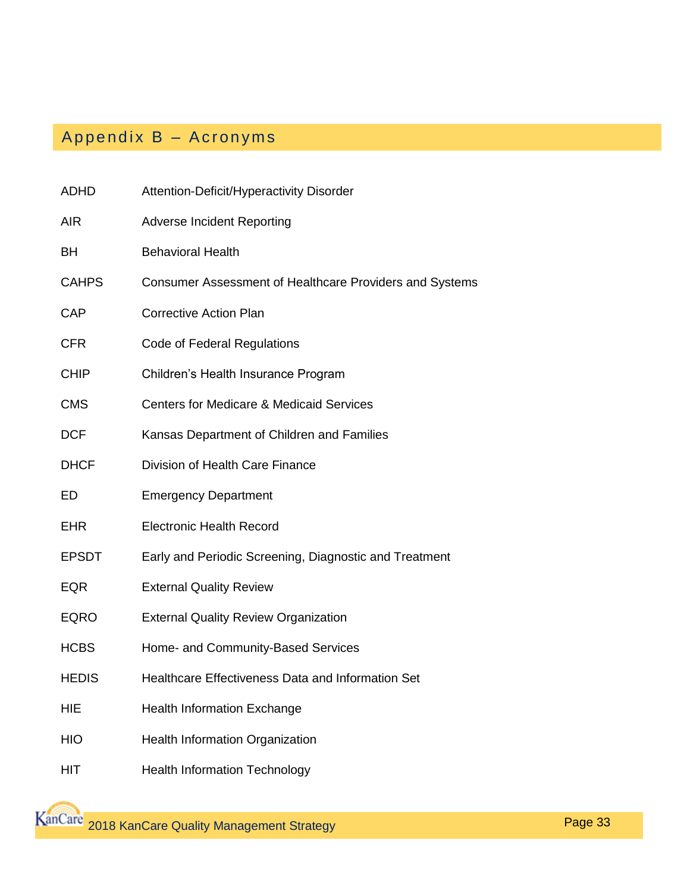## Appendix B – Acronyms

| | |
|---|---|
| ADHD | Attention-Deficit/Hyperactivity Disorder |
| AIR | Adverse Incident Reporting |
| BH | Behavioral Health |
| CAHPS | Consumer Assessment of Healthcare Providers and Systems |
| CAP | Corrective Action Plan |
| CFR | Code of Federal Regulations |
| CHIP | Children's Health Insurance Program |
| CMS | Centers for Medicare & Medicaid Services |
| DCF | Kansas Department of Children and Families |
| DHCF | Division of Health Care Finance |
| ED | Emergency Department |
| EHR | Electronic Health Record |
| EPSDT | Early and Periodic Screening, Diagnostic and Treatment |
| EQR | External Quality Review |
| EQRO | External Quality Review Organization |
| HCBS | Home- and Community-Based Services |
| HEDIS | Healthcare Effectiveness Data and Information Set |
| HIE | Health Information Exchange |
| HIO | Health Information Organization |
| HIT | Health Information Technology |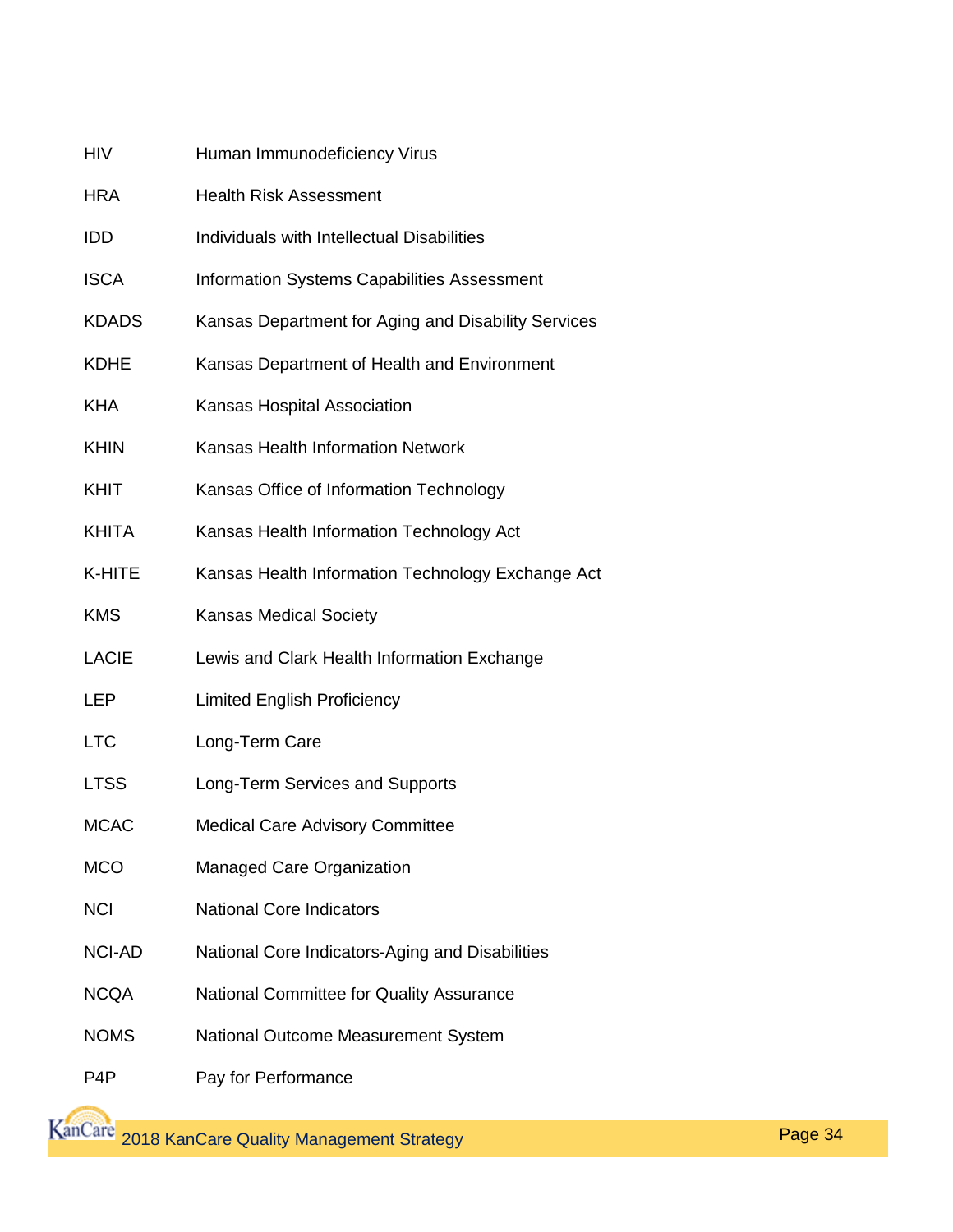| | |
|---|---|
| HIV | Human Immunodeficiency Virus |
| HRA | Health Risk Assessment |
| IDD | Individuals with Intellectual Disabilities |
| ISCA | Information Systems Capabilities Assessment |
| KDADS | Kansas Department for Aging and Disability Services |
| KDHE | Kansas Department of Health and Environment |
| KHA | Kansas Hospital Association |
| KHIN | Kansas Health Information Network |
| KHIT | Kansas Office of Information Technology |
| KHITA | Kansas Health Information Technology Act |
| K-HITE | Kansas Health Information Technology Exchange Act |
| KMS | Kansas Medical Society |
| LACIE | Lewis and Clark Health Information Exchange |
| LEP | Limited English Proficiency |
| LTC | Long-Term Care |
| LTSS | Long-Term Services and Supports |
| MCAC | Medical Care Advisory Committee |
| MCO | Managed Care Organization |
| NCI | National Core Indicators |
| NCI-AD | National Core Indicators-Aging and Disabilities |
| NCQA | National Committee for Quality Assurance |
| NOMS | National Outcome Measurement System |
| P4P | Pay for Performance |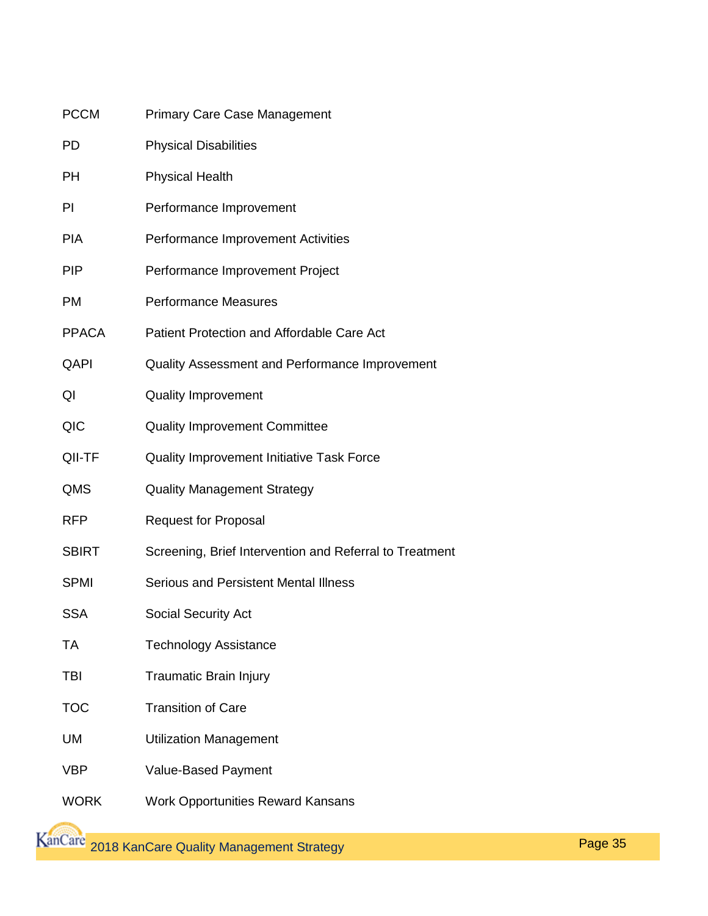| | |
|---|---|
| PCCM | Primary Care Case Management |
| PD | Physical Disabilities |
| PH | Physical Health |
| PI | Performance Improvement |
| PIA | Performance Improvement Activities |
| PIP | Performance Improvement Project |
| PM | Performance Measures |
| PPACA | Patient Protection and Affordable Care Act |
| QAPI | Quality Assessment and Performance Improvement |
| QI | Quality Improvement |
| QIC | Quality Improvement Committee |
| QII-TF | Quality Improvement Initiative Task Force |
| QMS | Quality Management Strategy |
| RFP | Request for Proposal |
| SBIRT | Screening, Brief Intervention and Referral to Treatment |
| SPMI | Serious and Persistent Mental Illness |
| SSA | Social Security Act |
| TA | Technology Assistance |
| TBI | Traumatic Brain Injury |
| TOC | Transition of Care |
| UM | Utilization Management |
| VBP | Value-Based Payment |
| WORK | Work Opportunities Reward Kansans |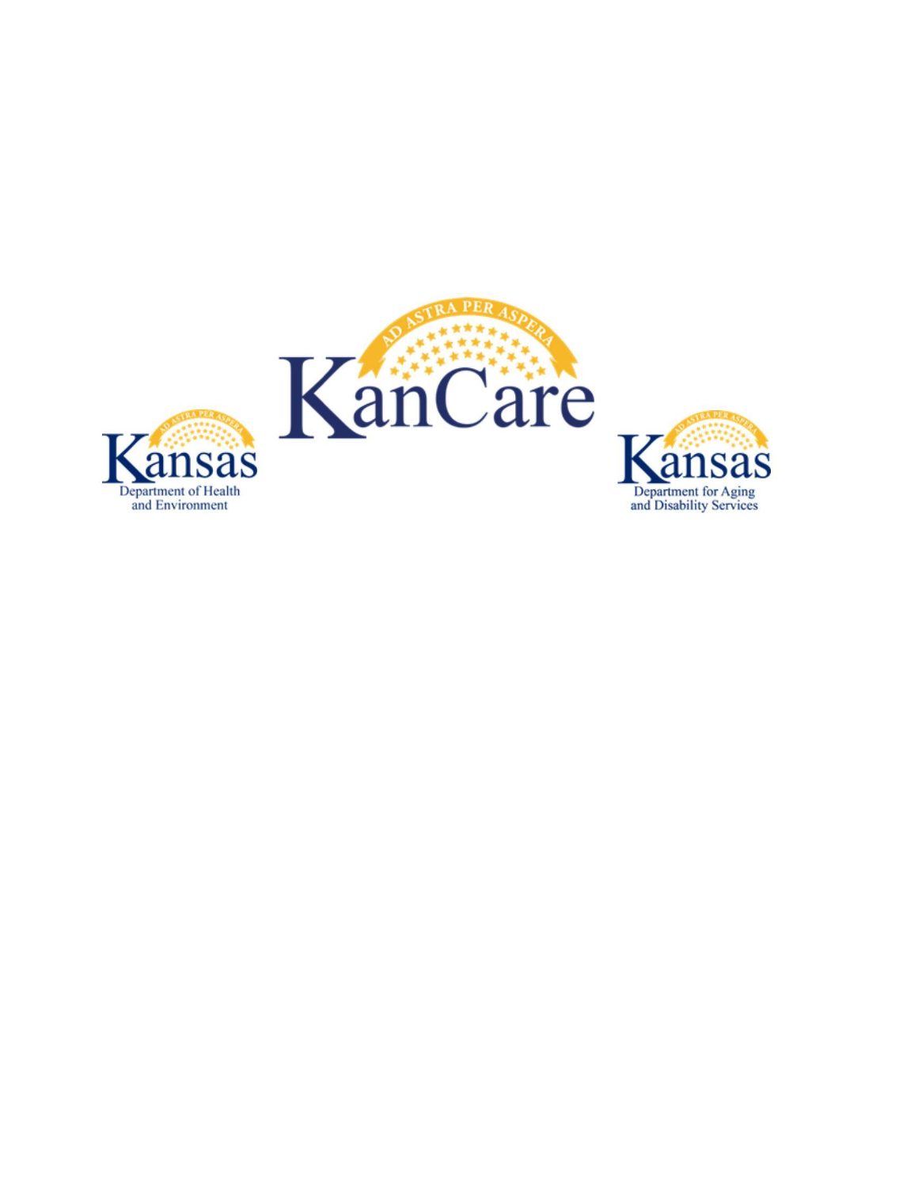AD ASTRA PER ASPERA

KanCare

AD ASTRA PER ASPERA

Kansas

Department of Health
and Environment

AD ASTRA PER ASPERA

Kansas

Department for Aging
and Disability Services